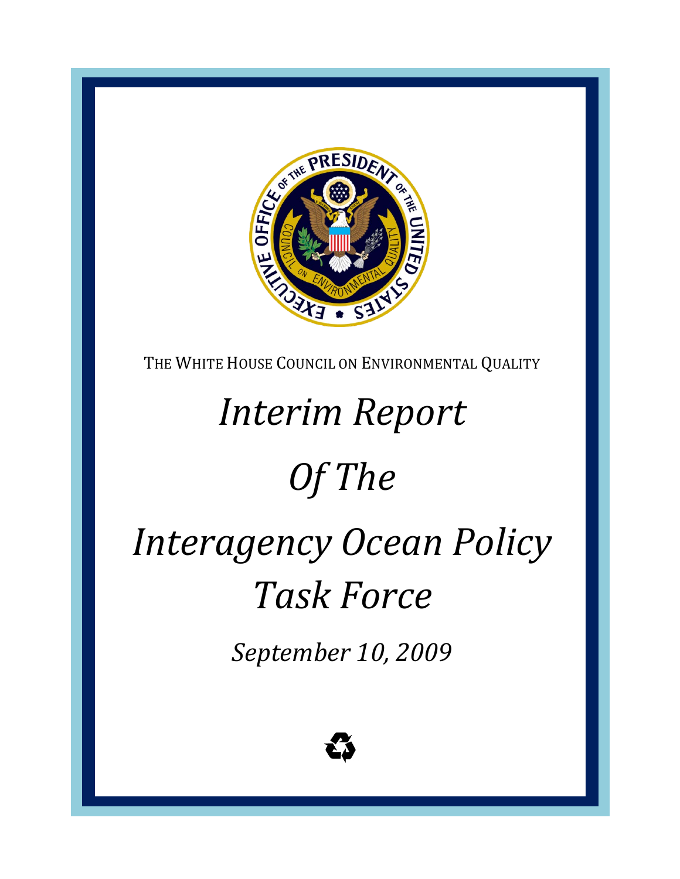THE WHITE HOUSE COUNCIL ON ENVIRONMENTAL QUALITY

# *Interim Report Of The Interagency Ocean Policy Task Force*

*September 10, 2009*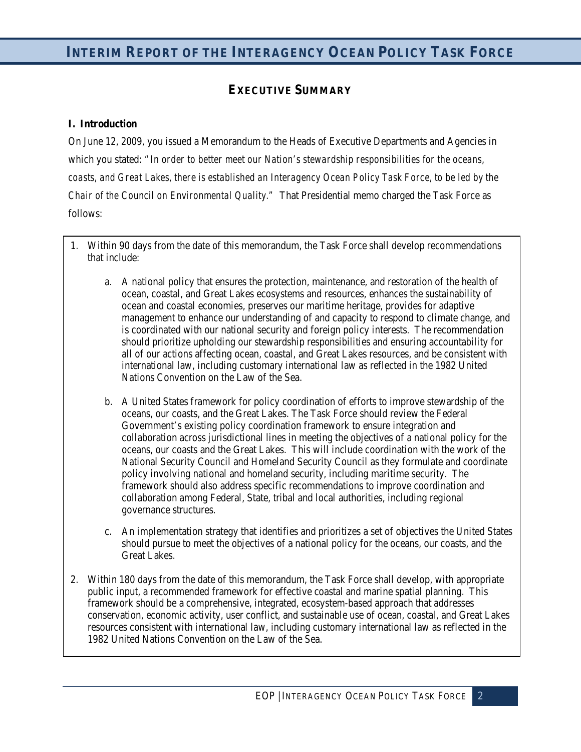## EXECUTIVE SUMMARY

**I. Introduction**

On June 12, 2009, you issued a Memorandum to the Heads of Executive Departments and Agencies in which you stated: "*In order to better meet our Nation's stewardship responsibilities for the oceans, coasts, and Great Lakes, there is established an Interagency Ocean Policy Task Force, to be led by the Chair of the Council on Environmental Quality.*" That Presidential memo charged the Task Force as follows:

1. Within 90 days from the date of this memorandum, the Task Force shall develop recommendations that include:

   a. A national policy that ensures the protection, maintenance, and restoration of the health of ocean, coastal, and Great Lakes ecosystems and resources, enhances the sustainability of ocean and coastal economies, preserves our maritime heritage, provides for adaptive management to enhance our understanding of and capacity to respond to climate change, and is coordinated with our national security and foreign policy interests. The recommendation should prioritize upholding our stewardship responsibilities and ensuring accountability for all of our actions affecting ocean, coastal, and Great Lakes resources, and be consistent with international law, including customary international law as reflected in the 1982 United Nations Convention on the Law of the Sea.

   b. A United States framework for policy coordination of efforts to improve stewardship of the oceans, our coasts, and the Great Lakes. The Task Force should review the Federal Government's existing policy coordination framework to ensure integration and collaboration across jurisdictional lines in meeting the objectives of a national policy for the oceans, our coasts and the Great Lakes. This will include coordination with the work of the National Security Council and Homeland Security Council as they formulate and coordinate policy involving national and homeland security, including maritime security. The framework should also address specific recommendations to improve coordination and collaboration among Federal, State, tribal and local authorities, including regional governance structures.

   c. An implementation strategy that identifies and prioritizes a set of objectives the United States should pursue to meet the objectives of a national policy for the oceans, our coasts, and the Great Lakes.

2. Within 180 days from the date of this memorandum, the Task Force shall develop, with appropriate public input, a recommended framework for effective coastal and marine spatial planning. This framework should be a comprehensive, integrated, ecosystem-based approach that addresses conservation, economic activity, user conflict, and sustainable use of ocean, coastal, and Great Lakes resources consistent with international law, including customary international law as reflected in the 1982 United Nations Convention on the Law of the Sea.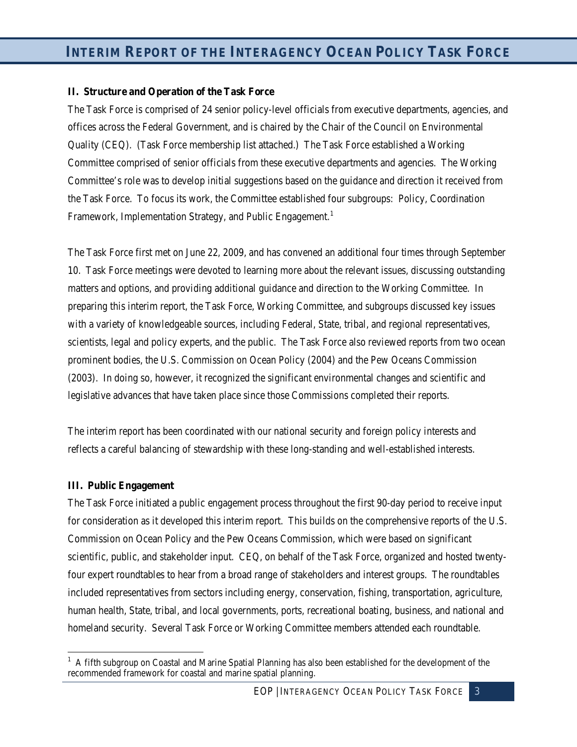## II. Structure and Operation of the Task Force

The Task Force is comprised of 24 senior policy-level officials from executive departments, agencies, and offices across the Federal Government, and is chaired by the Chair of the Council on Environmental Quality (CEQ). (Task Force membership list attached.) The Task Force established a Working Committee comprised of senior officials from these executive departments and agencies. The Working Committee's role was to develop initial suggestions based on the guidance and direction it received from the Task Force. To focus its work, the Committee established four subgroups: Policy, Coordination Framework, Implementation Strategy, and Public Engagement.[1]

The Task Force first met on June 22, 2009, and has convened an additional four times through September 10. Task Force meetings were devoted to learning more about the relevant issues, discussing outstanding matters and options, and providing additional guidance and direction to the Working Committee. In preparing this interim report, the Task Force, Working Committee, and subgroups discussed key issues with a variety of knowledgeable sources, including Federal, State, tribal, and regional representatives, scientists, legal and policy experts, and the public. The Task Force also reviewed reports from two ocean prominent bodies, the U.S. Commission on Ocean Policy (2004) and the Pew Oceans Commission (2003). In doing so, however, it recognized the significant environmental changes and scientific and legislative advances that have taken place since those Commissions completed their reports.

The interim report has been coordinated with our national security and foreign policy interests and reflects a careful balancing of stewardship with these long-standing and well-established interests.

## III. Public Engagement

The Task Force initiated a public engagement process throughout the first 90-day period to receive input for consideration as it developed this interim report. This builds on the comprehensive reports of the U.S. Commission on Ocean Policy and the Pew Oceans Commission, which were based on significant scientific, public, and stakeholder input. CEQ, on behalf of the Task Force, organized and hosted twenty-four expert roundtables to hear from a broad range of stakeholders and interest groups. The roundtables included representatives from sectors including energy, conservation, fishing, transportation, agriculture, human health, State, tribal, and local governments, ports, recreational boating, business, and national and homeland security. Several Task Force or Working Committee members attended each roundtable.

---

[1] A fifth subgroup on Coastal and Marine Spatial Planning has also been established for the development of the recommended framework for coastal and marine spatial planning.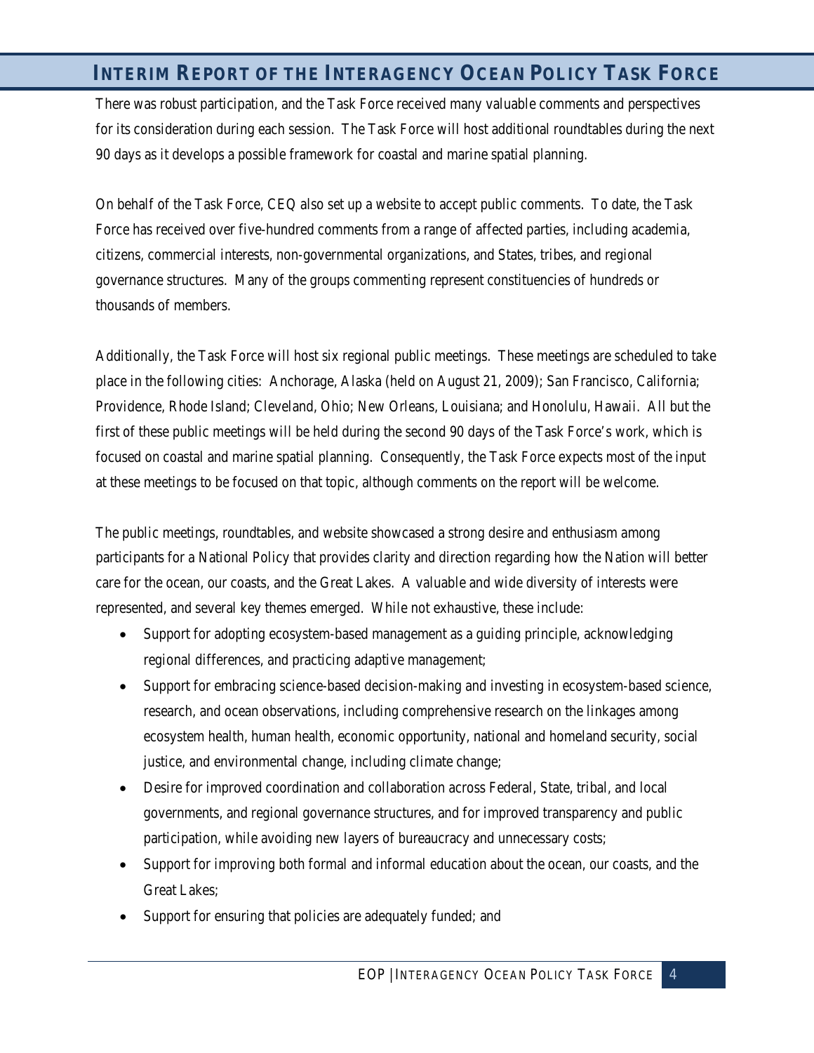There was robust participation, and the Task Force received many valuable comments and perspectives for its consideration during each session. The Task Force will host additional roundtables during the next 90 days as it develops a possible framework for coastal and marine spatial planning.

On behalf of the Task Force, CEQ also set up a website to accept public comments. To date, the Task Force has received over five-hundred comments from a range of affected parties, including academia, citizens, commercial interests, non-governmental organizations, and States, tribes, and regional governance structures. Many of the groups commenting represent constituencies of hundreds or thousands of members.

Additionally, the Task Force will host six regional public meetings. These meetings are scheduled to take place in the following cities: Anchorage, Alaska (held on August 21, 2009); San Francisco, California; Providence, Rhode Island; Cleveland, Ohio; New Orleans, Louisiana; and Honolulu, Hawaii. All but the first of these public meetings will be held during the second 90 days of the Task Force's work, which is focused on coastal and marine spatial planning. Consequently, the Task Force expects most of the input at these meetings to be focused on that topic, although comments on the report will be welcome.

The public meetings, roundtables, and website showcased a strong desire and enthusiasm among participants for a National Policy that provides clarity and direction regarding how the Nation will better care for the ocean, our coasts, and the Great Lakes. A valuable and wide diversity of interests were represented, and several key themes emerged. While not exhaustive, these include:

- Support for adopting ecosystem-based management as a guiding principle, acknowledging regional differences, and practicing adaptive management;
- Support for embracing science-based decision-making and investing in ecosystem-based science, research, and ocean observations, including comprehensive research on the linkages among ecosystem health, human health, economic opportunity, national and homeland security, social justice, and environmental change, including climate change;
- Desire for improved coordination and collaboration across Federal, State, tribal, and local governments, and regional governance structures, and for improved transparency and public participation, while avoiding new layers of bureaucracy and unnecessary costs;
- Support for improving both formal and informal education about the ocean, our coasts, and the Great Lakes;
- Support for ensuring that policies are adequately funded; and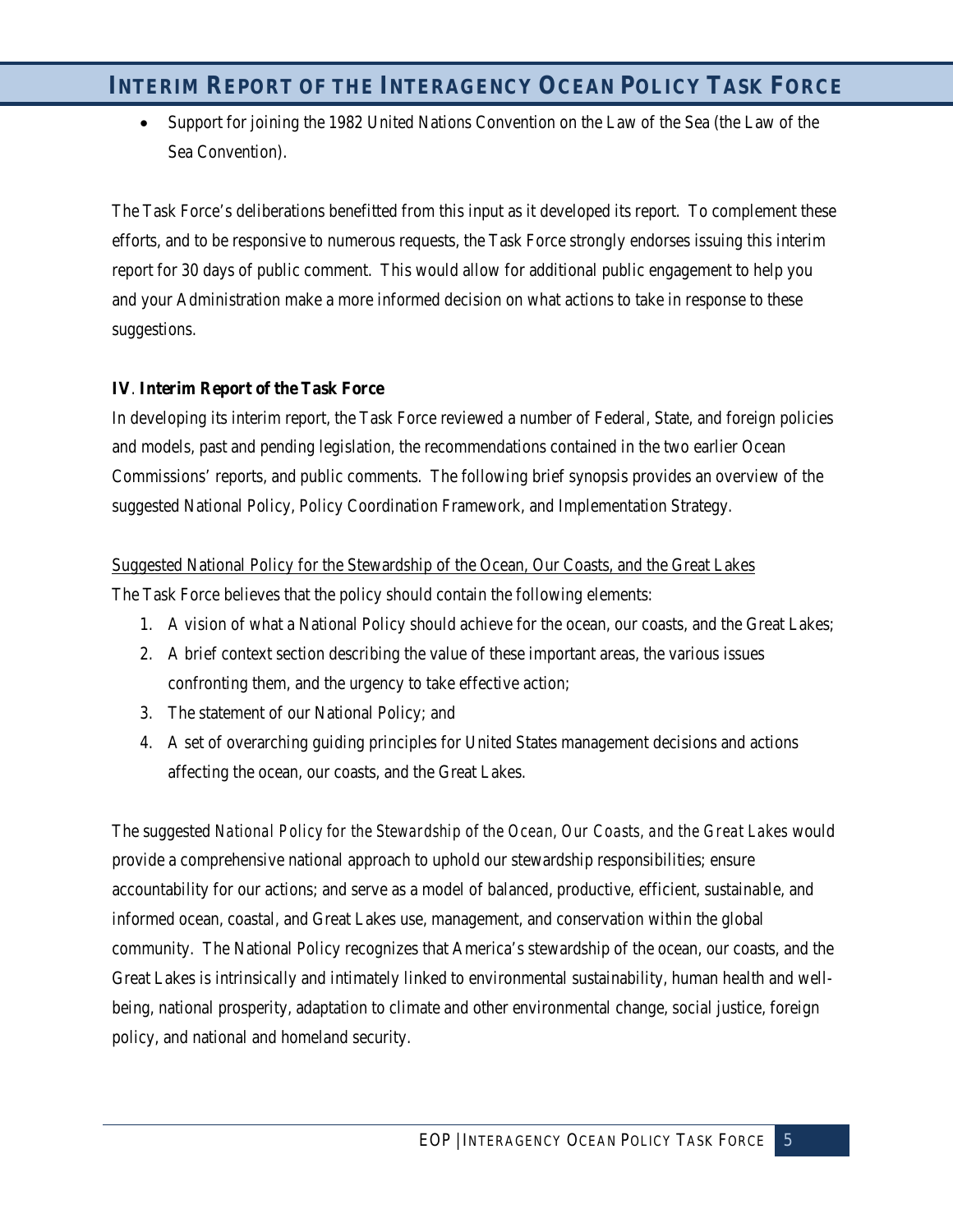- Support for joining the 1982 United Nations Convention on the Law of the Sea (the Law of the Sea Convention).

The Task Force's deliberations benefitted from this input as it developed its report. To complement these efforts, and to be responsive to numerous requests, the Task Force strongly endorses issuing this interim report for 30 days of public comment. This would allow for additional public engagement to help you and your Administration make a more informed decision on what actions to take in response to these suggestions.

**IV**. **Interim Report of the Task Force**

In developing its interim report, the Task Force reviewed a number of Federal, State, and foreign policies and models, past and pending legislation, the recommendations contained in the two earlier Ocean Commissions' reports, and public comments. The following brief synopsis provides an overview of the suggested National Policy, Policy Coordination Framework, and Implementation Strategy.

<u>Suggested National Policy for the Stewardship of the Ocean, Our Coasts, and the Great Lakes</u>

The Task Force believes that the policy should contain the following elements:

1. A vision of what a National Policy should achieve for the ocean, our coasts, and the Great Lakes;
2. A brief context section describing the value of these important areas, the various issues confronting them, and the urgency to take effective action;
3. The statement of our National Policy; and
4. A set of overarching guiding principles for United States management decisions and actions affecting the ocean, our coasts, and the Great Lakes.

The suggested *National Policy for the Stewardship of the Ocean, Our Coasts, and the Great Lakes* would provide a comprehensive national approach to uphold our stewardship responsibilities; ensure accountability for our actions; and serve as a model of balanced, productive, efficient, sustainable, and informed ocean, coastal, and Great Lakes use, management, and conservation within the global community. The National Policy recognizes that America's stewardship of the ocean, our coasts, and the Great Lakes is intrinsically and intimately linked to environmental sustainability, human health and well-being, national prosperity, adaptation to climate and other environmental change, social justice, foreign policy, and national and homeland security.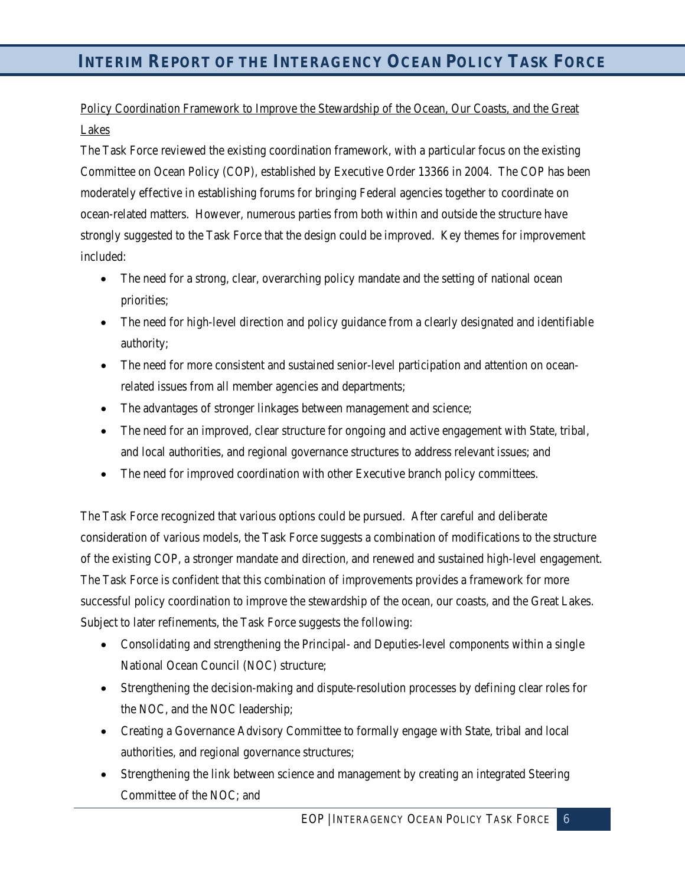Policy Coordination Framework to Improve the Stewardship of the Ocean, Our Coasts, and the Great Lakes

The Task Force reviewed the existing coordination framework, with a particular focus on the existing Committee on Ocean Policy (COP), established by Executive Order 13366 in 2004. The COP has been moderately effective in establishing forums for bringing Federal agencies together to coordinate on ocean-related matters. However, numerous parties from both within and outside the structure have strongly suggested to the Task Force that the design could be improved. Key themes for improvement included:

- The need for a strong, clear, overarching policy mandate and the setting of national ocean priorities;
- The need for high-level direction and policy guidance from a clearly designated and identifiable authority;
- The need for more consistent and sustained senior-level participation and attention on ocean-related issues from all member agencies and departments;
- The advantages of stronger linkages between management and science;
- The need for an improved, clear structure for ongoing and active engagement with State, tribal, and local authorities, and regional governance structures to address relevant issues; and
- The need for improved coordination with other Executive branch policy committees.

The Task Force recognized that various options could be pursued. After careful and deliberate consideration of various models, the Task Force suggests a combination of modifications to the structure of the existing COP, a stronger mandate and direction, and renewed and sustained high-level engagement. The Task Force is confident that this combination of improvements provides a framework for more successful policy coordination to improve the stewardship of the ocean, our coasts, and the Great Lakes. Subject to later refinements, the Task Force suggests the following:

- Consolidating and strengthening the Principal- and Deputies-level components within a single National Ocean Council (NOC) structure;
- Strengthening the decision-making and dispute-resolution processes by defining clear roles for the NOC, and the NOC leadership;
- Creating a Governance Advisory Committee to formally engage with State, tribal and local authorities, and regional governance structures;
- Strengthening the link between science and management by creating an integrated Steering Committee of the NOC; and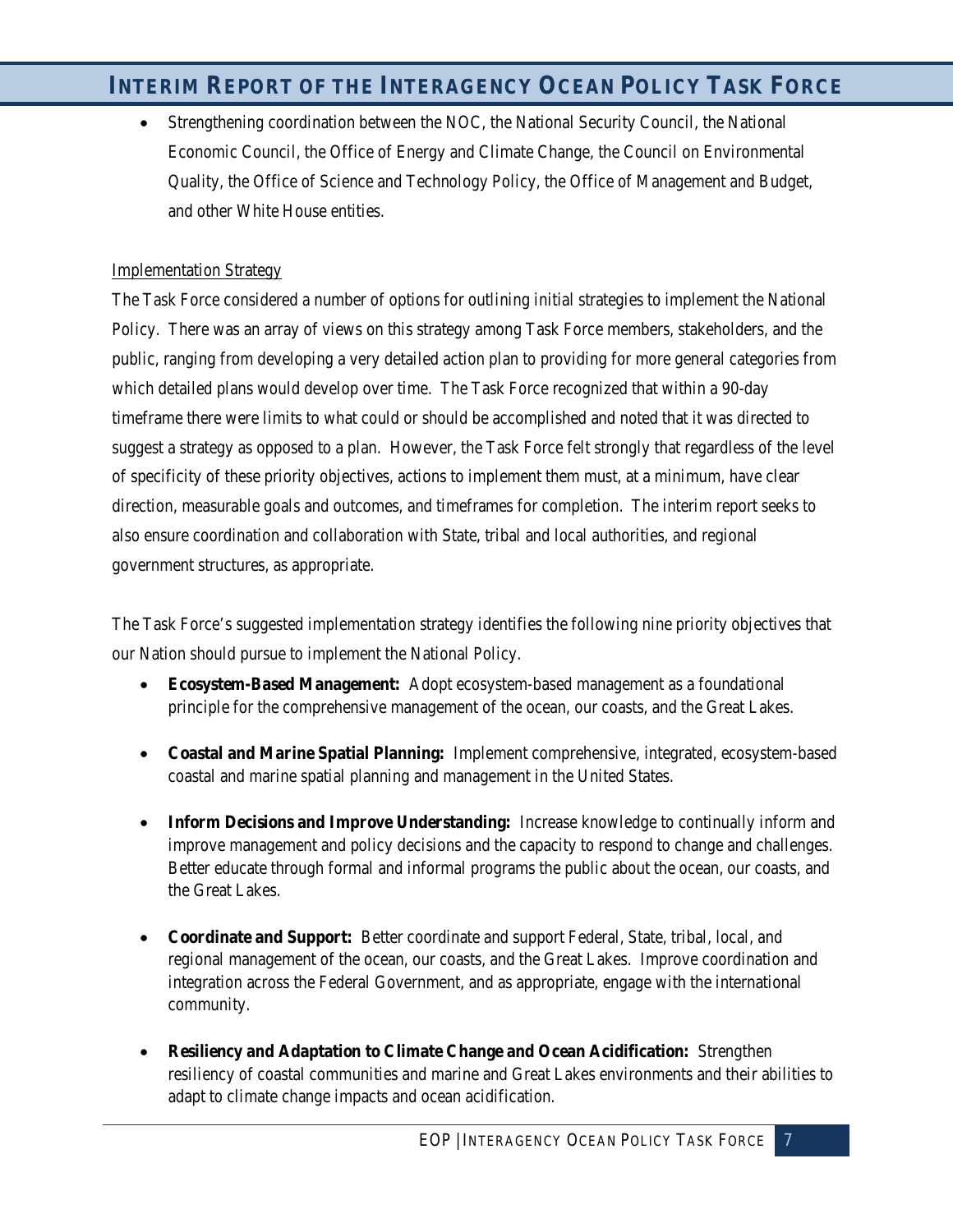- Strengthening coordination between the NOC, the National Security Council, the National Economic Council, the Office of Energy and Climate Change, the Council on Environmental Quality, the Office of Science and Technology Policy, the Office of Management and Budget, and other White House entities.

Implementation Strategy

The Task Force considered a number of options for outlining initial strategies to implement the National Policy. There was an array of views on this strategy among Task Force members, stakeholders, and the public, ranging from developing a very detailed action plan to providing for more general categories from which detailed plans would develop over time. The Task Force recognized that within a 90-day timeframe there were limits to what could or should be accomplished and noted that it was directed to suggest a strategy as opposed to a plan. However, the Task Force felt strongly that regardless of the level of specificity of these priority objectives, actions to implement them must, at a minimum, have clear direction, measurable goals and outcomes, and timeframes for completion. The interim report seeks to also ensure coordination and collaboration with State, tribal and local authorities, and regional government structures, as appropriate.

The Task Force's suggested implementation strategy identifies the following nine priority objectives that our Nation should pursue to implement the National Policy.

- **Ecosystem-Based Management:** Adopt ecosystem-based management as a foundational principle for the comprehensive management of the ocean, our coasts, and the Great Lakes.

- **Coastal and Marine Spatial Planning:** Implement comprehensive, integrated, ecosystem-based coastal and marine spatial planning and management in the United States.

- **Inform Decisions and Improve Understanding:** Increase knowledge to continually inform and improve management and policy decisions and the capacity to respond to change and challenges. Better educate through formal and informal programs the public about the ocean, our coasts, and the Great Lakes.

- **Coordinate and Support:** Better coordinate and support Federal, State, tribal, local, and regional management of the ocean, our coasts, and the Great Lakes. Improve coordination and integration across the Federal Government, and as appropriate, engage with the international community.

- **Resiliency and Adaptation to Climate Change and Ocean Acidification:** Strengthen resiliency of coastal communities and marine and Great Lakes environments and their abilities to adapt to climate change impacts and ocean acidification.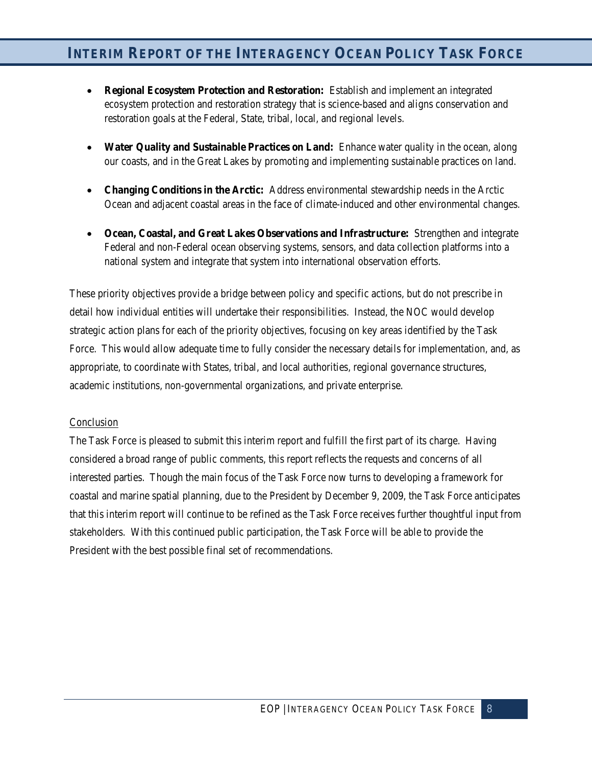- **Regional Ecosystem Protection and Restoration:** Establish and implement an integrated ecosystem protection and restoration strategy that is science-based and aligns conservation and restoration goals at the Federal, State, tribal, local, and regional levels.

- **Water Quality and Sustainable Practices on Land:** Enhance water quality in the ocean, along our coasts, and in the Great Lakes by promoting and implementing sustainable practices on land.

- **Changing Conditions in the Arctic:** Address environmental stewardship needs in the Arctic Ocean and adjacent coastal areas in the face of climate-induced and other environmental changes.

- **Ocean, Coastal, and Great Lakes Observations and Infrastructure:** Strengthen and integrate Federal and non-Federal ocean observing systems, sensors, and data collection platforms into a national system and integrate that system into international observation efforts.

These priority objectives provide a bridge between policy and specific actions, but do not prescribe in detail how individual entities will undertake their responsibilities. Instead, the NOC would develop strategic action plans for each of the priority objectives, focusing on key areas identified by the Task Force. This would allow adequate time to fully consider the necessary details for implementation, and, as appropriate, to coordinate with States, tribal, and local authorities, regional governance structures, academic institutions, non-governmental organizations, and private enterprise.

Conclusion

The Task Force is pleased to submit this interim report and fulfill the first part of its charge. Having considered a broad range of public comments, this report reflects the requests and concerns of all interested parties. Though the main focus of the Task Force now turns to developing a framework for coastal and marine spatial planning, due to the President by December 9, 2009, the Task Force anticipates that this interim report will continue to be refined as the Task Force receives further thoughtful input from stakeholders. With this continued public participation, the Task Force will be able to provide the President with the best possible final set of recommendations.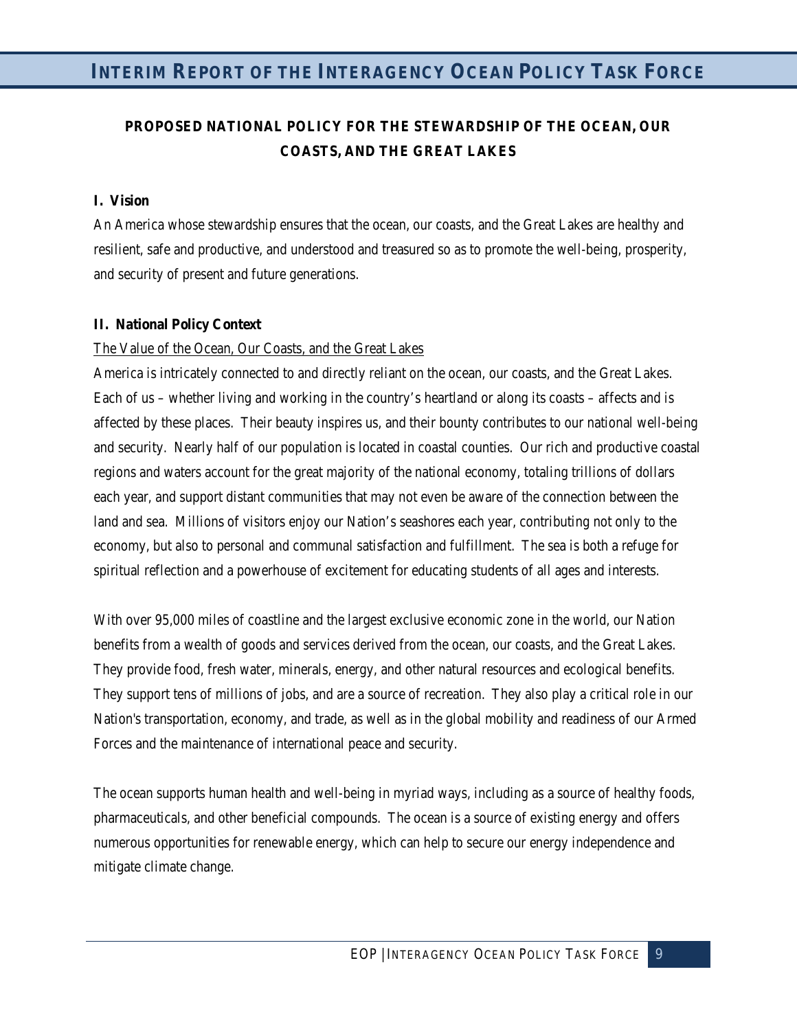## PROPOSED NATIONAL POLICY FOR THE STEWARDSHIP OF THE OCEAN, OUR COASTS, AND THE GREAT LAKES

### I. Vision

An America whose stewardship ensures that the ocean, our coasts, and the Great Lakes are healthy and resilient, safe and productive, and understood and treasured so as to promote the well-being, prosperity, and security of present and future generations.

### II. National Policy Context

<u>The Value of the Ocean, Our Coasts, and the Great Lakes</u>

America is intricately connected to and directly reliant on the ocean, our coasts, and the Great Lakes. Each of us – whether living and working in the country's heartland or along its coasts – affects and is affected by these places. Their beauty inspires us, and their bounty contributes to our national well-being and security. Nearly half of our population is located in coastal counties. Our rich and productive coastal regions and waters account for the great majority of the national economy, totaling trillions of dollars each year, and support distant communities that may not even be aware of the connection between the land and sea. Millions of visitors enjoy our Nation's seashores each year, contributing not only to the economy, but also to personal and communal satisfaction and fulfillment. The sea is both a refuge for spiritual reflection and a powerhouse of excitement for educating students of all ages and interests.

With over 95,000 miles of coastline and the largest exclusive economic zone in the world, our Nation benefits from a wealth of goods and services derived from the ocean, our coasts, and the Great Lakes. They provide food, fresh water, minerals, energy, and other natural resources and ecological benefits. They support tens of millions of jobs, and are a source of recreation. They also play a critical role in our Nation's transportation, economy, and trade, as well as in the global mobility and readiness of our Armed Forces and the maintenance of international peace and security.

The ocean supports human health and well-being in myriad ways, including as a source of healthy foods, pharmaceuticals, and other beneficial compounds. The ocean is a source of existing energy and offers numerous opportunities for renewable energy, which can help to secure our energy independence and mitigate climate change.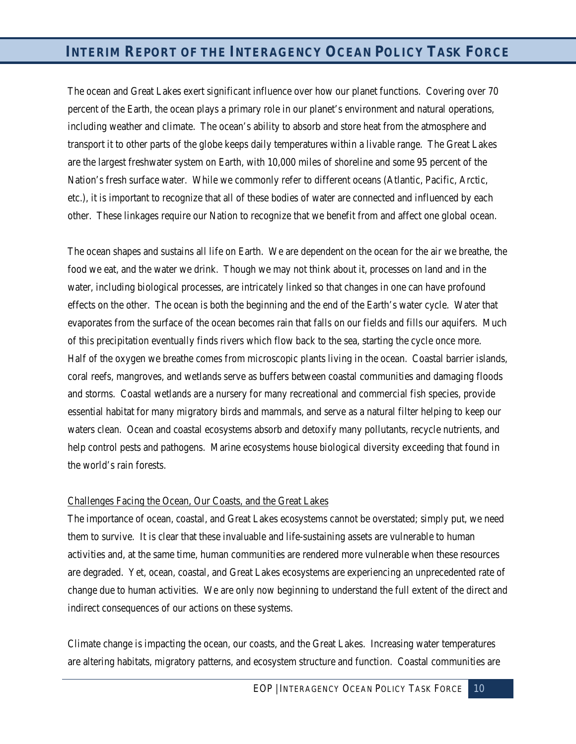The ocean and Great Lakes exert significant influence over how our planet functions. Covering over 70 percent of the Earth, the ocean plays a primary role in our planet's environment and natural operations, including weather and climate. The ocean's ability to absorb and store heat from the atmosphere and transport it to other parts of the globe keeps daily temperatures within a livable range. The Great Lakes are the largest freshwater system on Earth, with 10,000 miles of shoreline and some 95 percent of the Nation's fresh surface water. While we commonly refer to different oceans (Atlantic, Pacific, Arctic, etc.), it is important to recognize that all of these bodies of water are connected and influenced by each other. These linkages require our Nation to recognize that we benefit from and affect one global ocean.

The ocean shapes and sustains all life on Earth. We are dependent on the ocean for the air we breathe, the food we eat, and the water we drink. Though we may not think about it, processes on land and in the water, including biological processes, are intricately linked so that changes in one can have profound effects on the other. The ocean is both the beginning and the end of the Earth's water cycle. Water that evaporates from the surface of the ocean becomes rain that falls on our fields and fills our aquifers. Much of this precipitation eventually finds rivers which flow back to the sea, starting the cycle once more. Half of the oxygen we breathe comes from microscopic plants living in the ocean. Coastal barrier islands, coral reefs, mangroves, and wetlands serve as buffers between coastal communities and damaging floods and storms. Coastal wetlands are a nursery for many recreational and commercial fish species, provide essential habitat for many migratory birds and mammals, and serve as a natural filter helping to keep our waters clean. Ocean and coastal ecosystems absorb and detoxify many pollutants, recycle nutrients, and help control pests and pathogens. Marine ecosystems house biological diversity exceeding that found in the world's rain forests.

## Challenges Facing the Ocean, Our Coasts, and the Great Lakes

The importance of ocean, coastal, and Great Lakes ecosystems cannot be overstated; simply put, we need them to survive. It is clear that these invaluable and life-sustaining assets are vulnerable to human activities and, at the same time, human communities are rendered more vulnerable when these resources are degraded. Yet, ocean, coastal, and Great Lakes ecosystems are experiencing an unprecedented rate of change due to human activities. We are only now beginning to understand the full extent of the direct and indirect consequences of our actions on these systems.

Climate change is impacting the ocean, our coasts, and the Great Lakes. Increasing water temperatures are altering habitats, migratory patterns, and ecosystem structure and function. Coastal communities are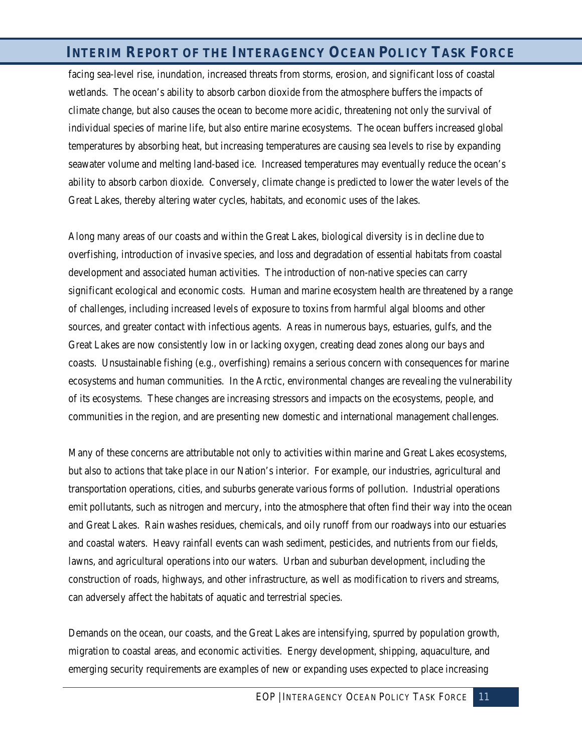facing sea-level rise, inundation, increased threats from storms, erosion, and significant loss of coastal wetlands. The ocean's ability to absorb carbon dioxide from the atmosphere buffers the impacts of climate change, but also causes the ocean to become more acidic, threatening not only the survival of individual species of marine life, but also entire marine ecosystems. The ocean buffers increased global temperatures by absorbing heat, but increasing temperatures are causing sea levels to rise by expanding seawater volume and melting land-based ice. Increased temperatures may eventually reduce the ocean's ability to absorb carbon dioxide. Conversely, climate change is predicted to lower the water levels of the Great Lakes, thereby altering water cycles, habitats, and economic uses of the lakes.

Along many areas of our coasts and within the Great Lakes, biological diversity is in decline due to overfishing, introduction of invasive species, and loss and degradation of essential habitats from coastal development and associated human activities. The introduction of non-native species can carry significant ecological and economic costs. Human and marine ecosystem health are threatened by a range of challenges, including increased levels of exposure to toxins from harmful algal blooms and other sources, and greater contact with infectious agents. Areas in numerous bays, estuaries, gulfs, and the Great Lakes are now consistently low in or lacking oxygen, creating dead zones along our bays and coasts. Unsustainable fishing (e.g., overfishing) remains a serious concern with consequences for marine ecosystems and human communities. In the Arctic, environmental changes are revealing the vulnerability of its ecosystems. These changes are increasing stressors and impacts on the ecosystems, people, and communities in the region, and are presenting new domestic and international management challenges.

Many of these concerns are attributable not only to activities within marine and Great Lakes ecosystems, but also to actions that take place in our Nation's interior. For example, our industries, agricultural and transportation operations, cities, and suburbs generate various forms of pollution. Industrial operations emit pollutants, such as nitrogen and mercury, into the atmosphere that often find their way into the ocean and Great Lakes. Rain washes residues, chemicals, and oily runoff from our roadways into our estuaries and coastal waters. Heavy rainfall events can wash sediment, pesticides, and nutrients from our fields, lawns, and agricultural operations into our waters. Urban and suburban development, including the construction of roads, highways, and other infrastructure, as well as modification to rivers and streams, can adversely affect the habitats of aquatic and terrestrial species.

Demands on the ocean, our coasts, and the Great Lakes are intensifying, spurred by population growth, migration to coastal areas, and economic activities. Energy development, shipping, aquaculture, and emerging security requirements are examples of new or expanding uses expected to place increasing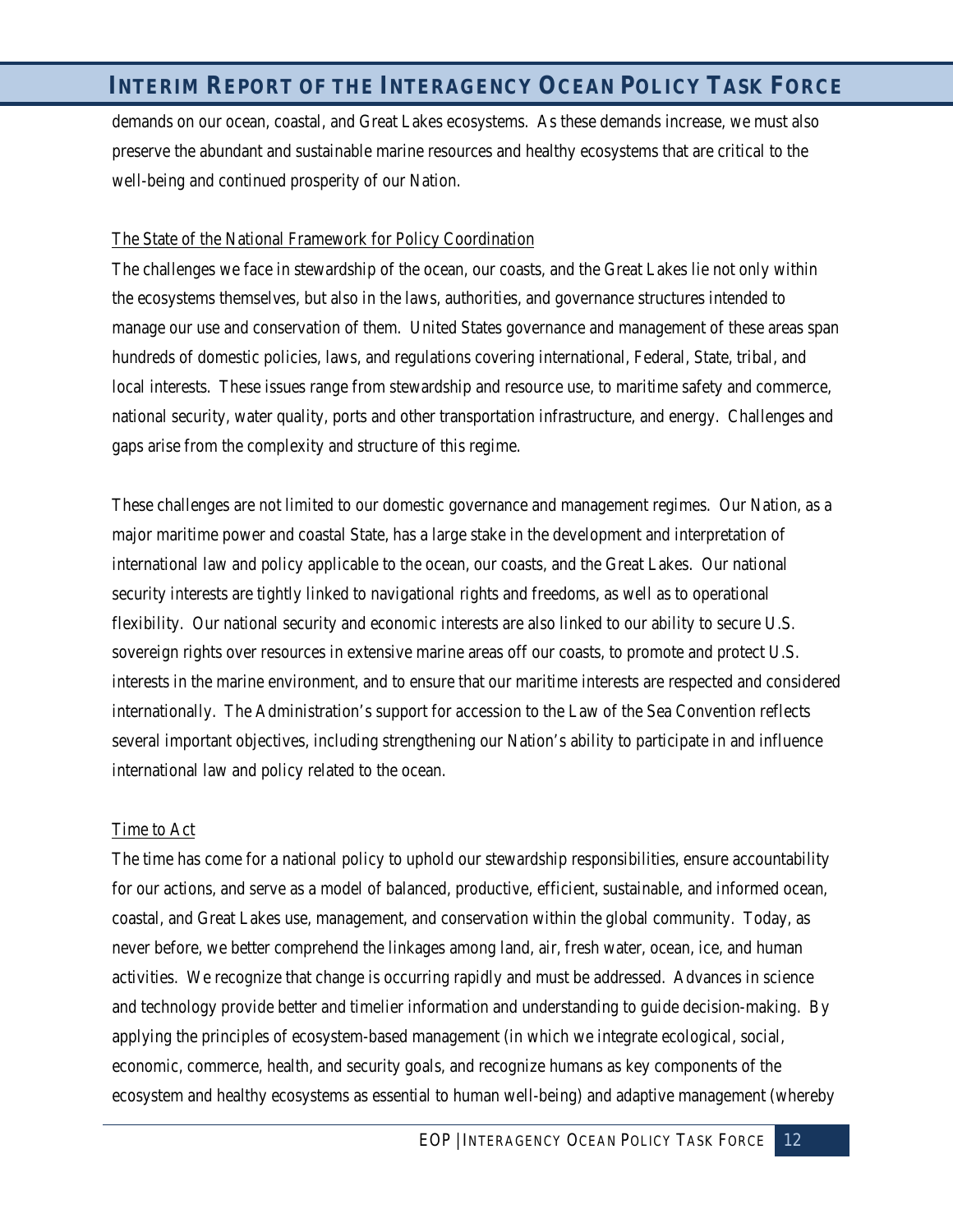demands on our ocean, coastal, and Great Lakes ecosystems. As these demands increase, we must also preserve the abundant and sustainable marine resources and healthy ecosystems that are critical to the well-being and continued prosperity of our Nation.

### The State of the National Framework for Policy Coordination

The challenges we face in stewardship of the ocean, our coasts, and the Great Lakes lie not only within the ecosystems themselves, but also in the laws, authorities, and governance structures intended to manage our use and conservation of them. United States governance and management of these areas span hundreds of domestic policies, laws, and regulations covering international, Federal, State, tribal, and local interests. These issues range from stewardship and resource use, to maritime safety and commerce, national security, water quality, ports and other transportation infrastructure, and energy. Challenges and gaps arise from the complexity and structure of this regime.

These challenges are not limited to our domestic governance and management regimes. Our Nation, as a major maritime power and coastal State, has a large stake in the development and interpretation of international law and policy applicable to the ocean, our coasts, and the Great Lakes. Our national security interests are tightly linked to navigational rights and freedoms, as well as to operational flexibility. Our national security and economic interests are also linked to our ability to secure U.S. sovereign rights over resources in extensive marine areas off our coasts, to promote and protect U.S. interests in the marine environment, and to ensure that our maritime interests are respected and considered internationally. The Administration's support for accession to the Law of the Sea Convention reflects several important objectives, including strengthening our Nation's ability to participate in and influence international law and policy related to the ocean.

### Time to Act

The time has come for a national policy to uphold our stewardship responsibilities, ensure accountability for our actions, and serve as a model of balanced, productive, efficient, sustainable, and informed ocean, coastal, and Great Lakes use, management, and conservation within the global community. Today, as never before, we better comprehend the linkages among land, air, fresh water, ocean, ice, and human activities. We recognize that change is occurring rapidly and must be addressed. Advances in science and technology provide better and timelier information and understanding to guide decision-making. By applying the principles of ecosystem-based management (in which we integrate ecological, social, economic, commerce, health, and security goals, and recognize humans as key components of the ecosystem and healthy ecosystems as essential to human well-being) and adaptive management (whereby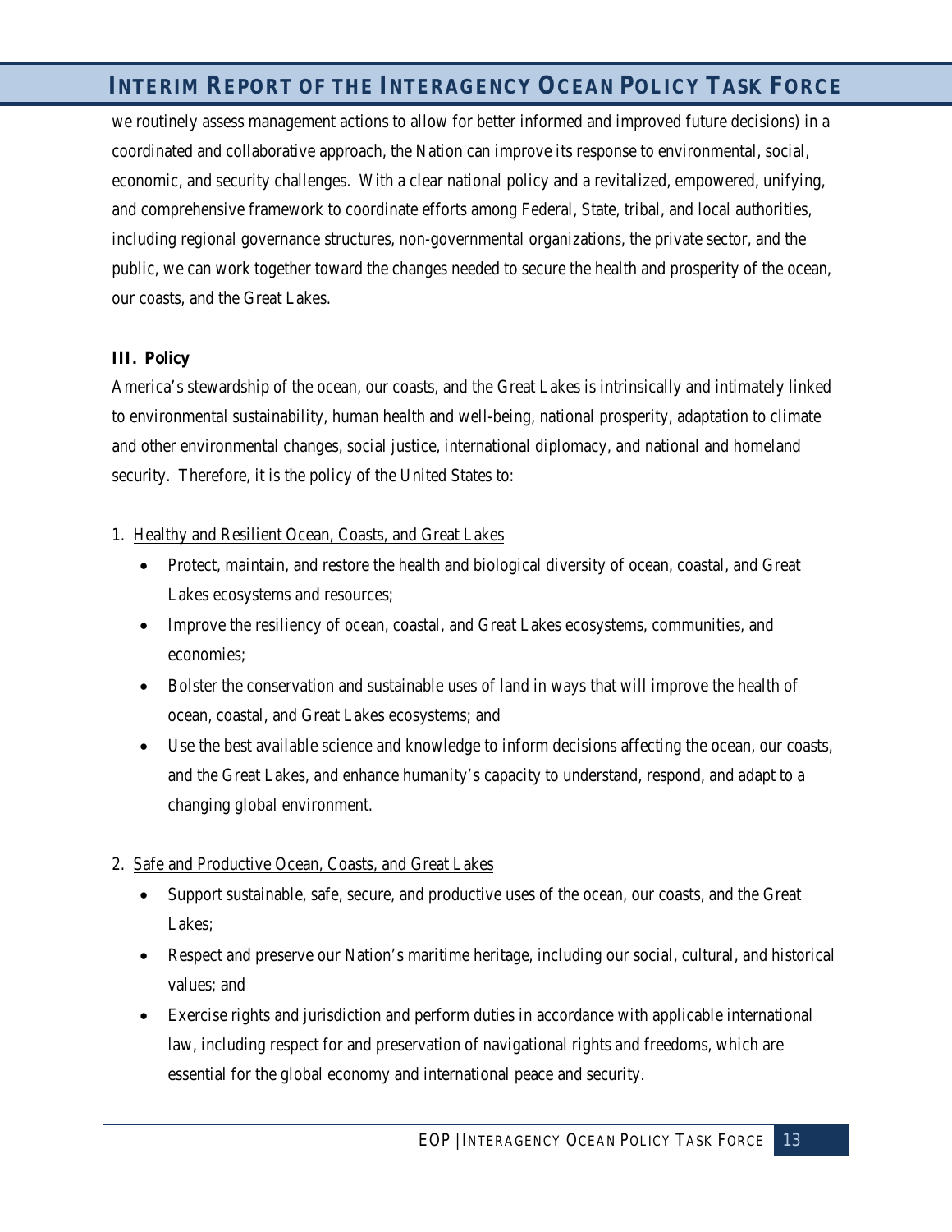we routinely assess management actions to allow for better informed and improved future decisions) in a coordinated and collaborative approach, the Nation can improve its response to environmental, social, economic, and security challenges. With a clear national policy and a revitalized, empowered, unifying, and comprehensive framework to coordinate efforts among Federal, State, tribal, and local authorities, including regional governance structures, non-governmental organizations, the private sector, and the public, we can work together toward the changes needed to secure the health and prosperity of the ocean, our coasts, and the Great Lakes.

**III. Policy**

America's stewardship of the ocean, our coasts, and the Great Lakes is intrinsically and intimately linked to environmental sustainability, human health and well-being, national prosperity, adaptation to climate and other environmental changes, social justice, international diplomacy, and national and homeland security. Therefore, it is the policy of the United States to:

1. <u>Healthy and Resilient Ocean, Coasts, and Great Lakes</u>
   - Protect, maintain, and restore the health and biological diversity of ocean, coastal, and Great Lakes ecosystems and resources;
   - Improve the resiliency of ocean, coastal, and Great Lakes ecosystems, communities, and economies;
   - Bolster the conservation and sustainable uses of land in ways that will improve the health of ocean, coastal, and Great Lakes ecosystems; and
   - Use the best available science and knowledge to inform decisions affecting the ocean, our coasts, and the Great Lakes, and enhance humanity's capacity to understand, respond, and adapt to a changing global environment.

2. <u>Safe and Productive Ocean, Coasts, and Great Lakes</u>
   - Support sustainable, safe, secure, and productive uses of the ocean, our coasts, and the Great Lakes;
   - Respect and preserve our Nation's maritime heritage, including our social, cultural, and historical values; and
   - Exercise rights and jurisdiction and perform duties in accordance with applicable international law, including respect for and preservation of navigational rights and freedoms, which are essential for the global economy and international peace and security.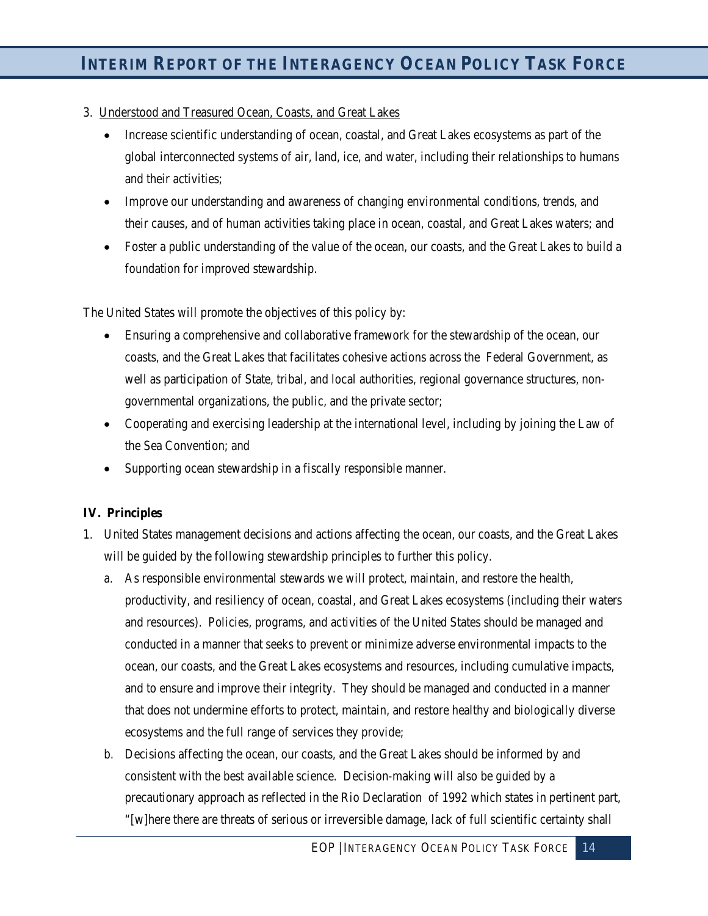3. <u>Understood and Treasured Ocean, Coasts, and Great Lakes</u>

   - Increase scientific understanding of ocean, coastal, and Great Lakes ecosystems as part of the global interconnected systems of air, land, ice, and water, including their relationships to humans and their activities;
   - Improve our understanding and awareness of changing environmental conditions, trends, and their causes, and of human activities taking place in ocean, coastal, and Great Lakes waters; and
   - Foster a public understanding of the value of the ocean, our coasts, and the Great Lakes to build a foundation for improved stewardship.

The United States will promote the objectives of this policy by:

- Ensuring a comprehensive and collaborative framework for the stewardship of the ocean, our coasts, and the Great Lakes that facilitates cohesive actions across the Federal Government, as well as participation of State, tribal, and local authorities, regional governance structures, non-governmental organizations, the public, and the private sector;
- Cooperating and exercising leadership at the international level, including by joining the Law of the Sea Convention; and
- Supporting ocean stewardship in a fiscally responsible manner.

### IV. Principles

1. United States management decisions and actions affecting the ocean, our coasts, and the Great Lakes will be guided by the following stewardship principles to further this policy.

   a. As responsible environmental stewards we will protect, maintain, and restore the health, productivity, and resiliency of ocean, coastal, and Great Lakes ecosystems (including their waters and resources). Policies, programs, and activities of the United States should be managed and conducted in a manner that seeks to prevent or minimize adverse environmental impacts to the ocean, our coasts, and the Great Lakes ecosystems and resources, including cumulative impacts, and to ensure and improve their integrity. They should be managed and conducted in a manner that does not undermine efforts to protect, maintain, and restore healthy and biologically diverse ecosystems and the full range of services they provide;

   b. Decisions affecting the ocean, our coasts, and the Great Lakes should be informed by and consistent with the best available science. Decision-making will also be guided by a precautionary approach as reflected in the Rio Declaration of 1992 which states in pertinent part, "[w]here there are threats of serious or irreversible damage, lack of full scientific certainty shall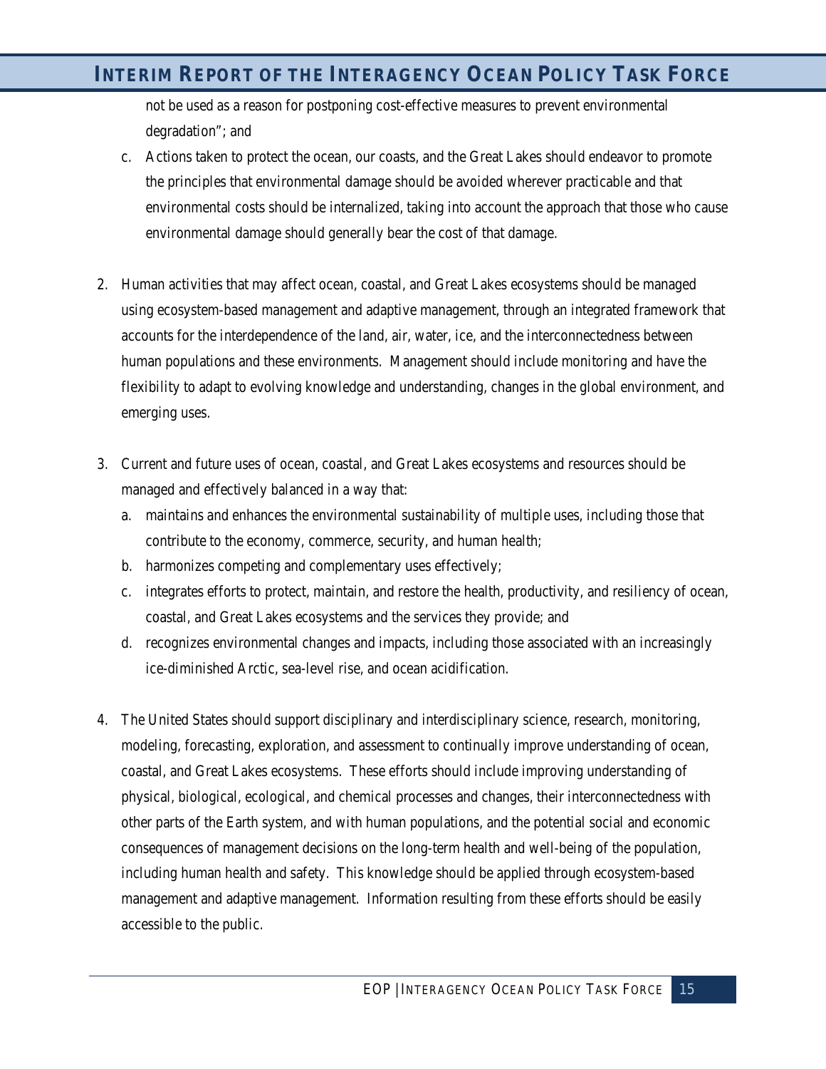not be used as a reason for postponing cost-effective measures to prevent environmental degradation"; and

   c. Actions taken to protect the ocean, our coasts, and the Great Lakes should endeavor to promote the principles that environmental damage should be avoided wherever practicable and that environmental costs should be internalized, taking into account the approach that those who cause environmental damage should generally bear the cost of that damage.

2. Human activities that may affect ocean, coastal, and Great Lakes ecosystems should be managed using ecosystem-based management and adaptive management, through an integrated framework that accounts for the interdependence of the land, air, water, ice, and the interconnectedness between human populations and these environments. Management should include monitoring and have the flexibility to adapt to evolving knowledge and understanding, changes in the global environment, and emerging uses.

3. Current and future uses of ocean, coastal, and Great Lakes ecosystems and resources should be managed and effectively balanced in a way that:
   a. maintains and enhances the environmental sustainability of multiple uses, including those that contribute to the economy, commerce, security, and human health;
   b. harmonizes competing and complementary uses effectively;
   c. integrates efforts to protect, maintain, and restore the health, productivity, and resiliency of ocean, coastal, and Great Lakes ecosystems and the services they provide; and
   d. recognizes environmental changes and impacts, including those associated with an increasingly ice-diminished Arctic, sea-level rise, and ocean acidification.

4. The United States should support disciplinary and interdisciplinary science, research, monitoring, modeling, forecasting, exploration, and assessment to continually improve understanding of ocean, coastal, and Great Lakes ecosystems. These efforts should include improving understanding of physical, biological, ecological, and chemical processes and changes, their interconnectedness with other parts of the Earth system, and with human populations, and the potential social and economic consequences of management decisions on the long-term health and well-being of the population, including human health and safety. This knowledge should be applied through ecosystem-based management and adaptive management. Information resulting from these efforts should be easily accessible to the public.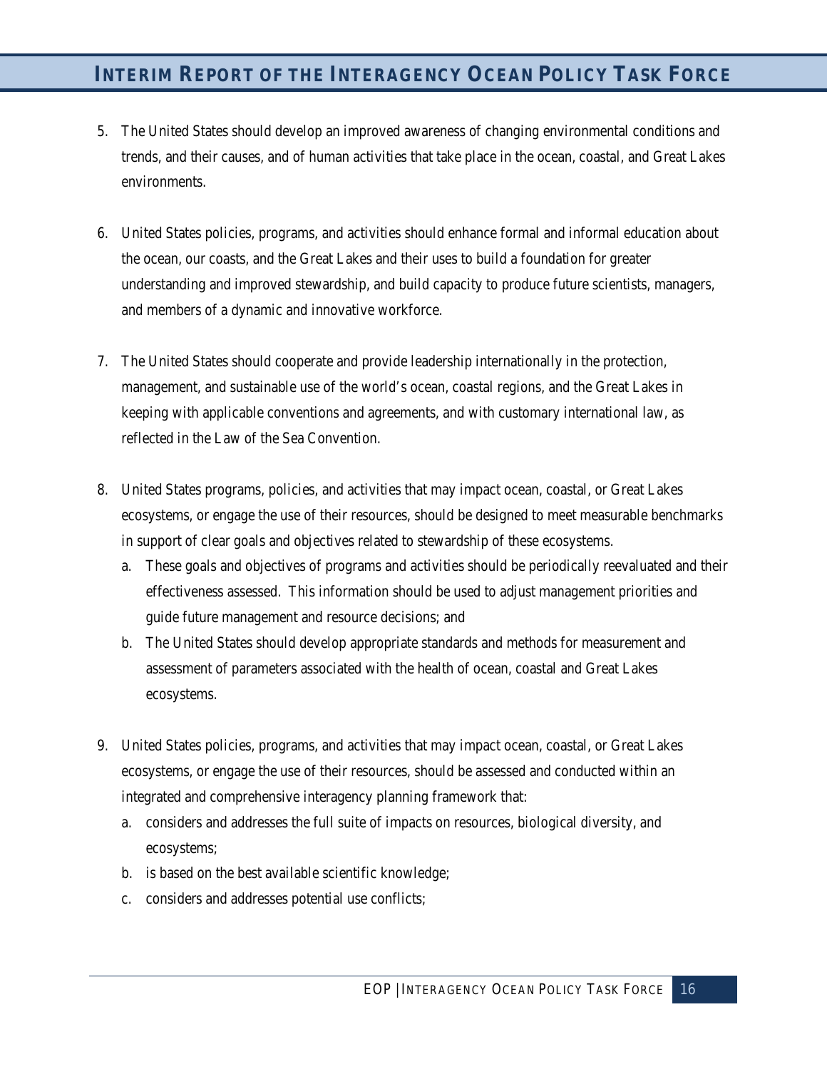5. The United States should develop an improved awareness of changing environmental conditions and trends, and their causes, and of human activities that take place in the ocean, coastal, and Great Lakes environments.

6. United States policies, programs, and activities should enhance formal and informal education about the ocean, our coasts, and the Great Lakes and their uses to build a foundation for greater understanding and improved stewardship, and build capacity to produce future scientists, managers, and members of a dynamic and innovative workforce.

7. The United States should cooperate and provide leadership internationally in the protection, management, and sustainable use of the world's ocean, coastal regions, and the Great Lakes in keeping with applicable conventions and agreements, and with customary international law, as reflected in the Law of the Sea Convention.

8. United States programs, policies, and activities that may impact ocean, coastal, or Great Lakes ecosystems, or engage the use of their resources, should be designed to meet measurable benchmarks in support of clear goals and objectives related to stewardship of these ecosystems.
   a. These goals and objectives of programs and activities should be periodically reevaluated and their effectiveness assessed. This information should be used to adjust management priorities and guide future management and resource decisions; and
   b. The United States should develop appropriate standards and methods for measurement and assessment of parameters associated with the health of ocean, coastal and Great Lakes ecosystems.

9. United States policies, programs, and activities that may impact ocean, coastal, or Great Lakes ecosystems, or engage the use of their resources, should be assessed and conducted within an integrated and comprehensive interagency planning framework that:
   a. considers and addresses the full suite of impacts on resources, biological diversity, and ecosystems;
   b. is based on the best available scientific knowledge;
   c. considers and addresses potential use conflicts;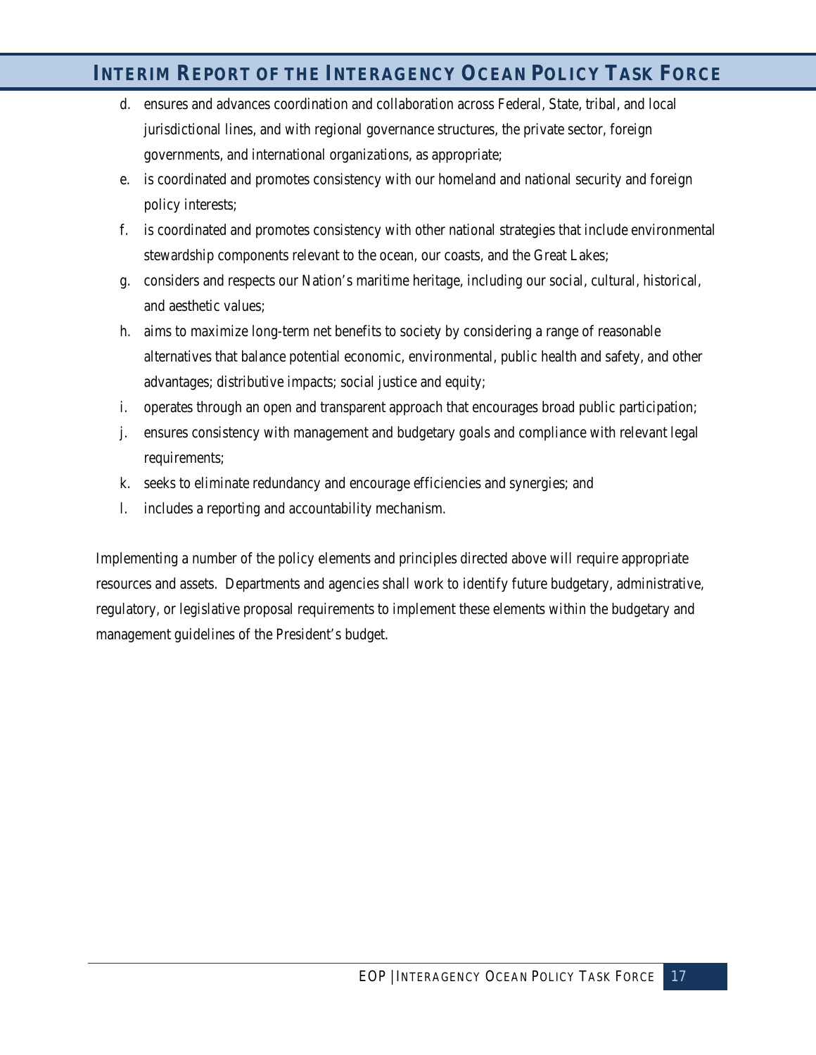d. ensures and advances coordination and collaboration across Federal, State, tribal, and local jurisdictional lines, and with regional governance structures, the private sector, foreign governments, and international organizations, as appropriate;
e. is coordinated and promotes consistency with our homeland and national security and foreign policy interests;
f. is coordinated and promotes consistency with other national strategies that include environmental stewardship components relevant to the ocean, our coasts, and the Great Lakes;
g. considers and respects our Nation's maritime heritage, including our social, cultural, historical, and aesthetic values;
h. aims to maximize long-term net benefits to society by considering a range of reasonable alternatives that balance potential economic, environmental, public health and safety, and other advantages; distributive impacts; social justice and equity;
i. operates through an open and transparent approach that encourages broad public participation;
j. ensures consistency with management and budgetary goals and compliance with relevant legal requirements;
k. seeks to eliminate redundancy and encourage efficiencies and synergies; and
l. includes a reporting and accountability mechanism.

Implementing a number of the policy elements and principles directed above will require appropriate resources and assets. Departments and agencies shall work to identify future budgetary, administrative, regulatory, or legislative proposal requirements to implement these elements within the budgetary and management guidelines of the President's budget.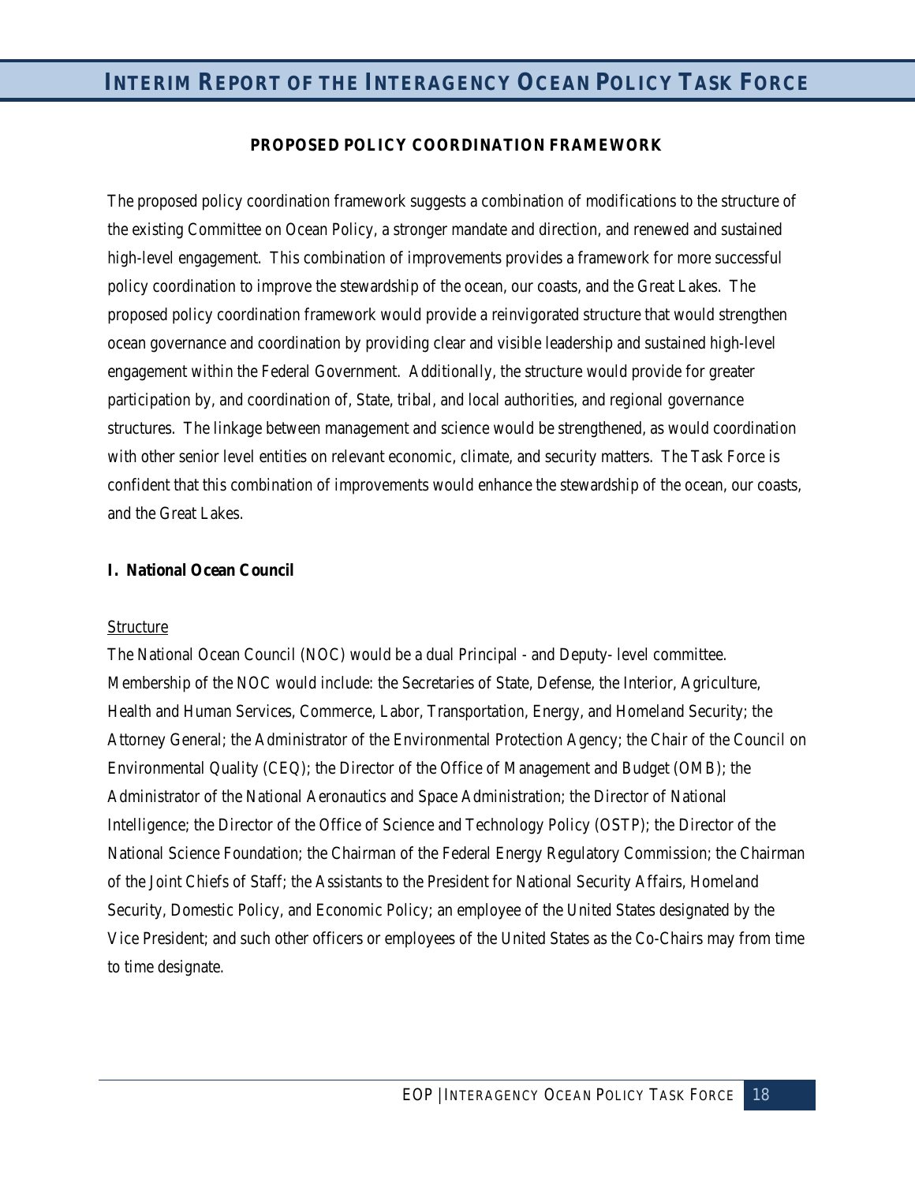## PROPOSED POLICY COORDINATION FRAMEWORK

The proposed policy coordination framework suggests a combination of modifications to the structure of the existing Committee on Ocean Policy, a stronger mandate and direction, and renewed and sustained high-level engagement. This combination of improvements provides a framework for more successful policy coordination to improve the stewardship of the ocean, our coasts, and the Great Lakes. The proposed policy coordination framework would provide a reinvigorated structure that would strengthen ocean governance and coordination by providing clear and visible leadership and sustained high-level engagement within the Federal Government. Additionally, the structure would provide for greater participation by, and coordination of, State, tribal, and local authorities, and regional governance structures. The linkage between management and science would be strengthened, as would coordination with other senior level entities on relevant economic, climate, and security matters. The Task Force is confident that this combination of improvements would enhance the stewardship of the ocean, our coasts, and the Great Lakes.

### I. National Ocean Council

Structure

The National Ocean Council (NOC) would be a dual Principal - and Deputy- level committee. Membership of the NOC would include: the Secretaries of State, Defense, the Interior, Agriculture, Health and Human Services, Commerce, Labor, Transportation, Energy, and Homeland Security; the Attorney General; the Administrator of the Environmental Protection Agency; the Chair of the Council on Environmental Quality (CEQ); the Director of the Office of Management and Budget (OMB); the Administrator of the National Aeronautics and Space Administration; the Director of National Intelligence; the Director of the Office of Science and Technology Policy (OSTP); the Director of the National Science Foundation; the Chairman of the Federal Energy Regulatory Commission; the Chairman of the Joint Chiefs of Staff; the Assistants to the President for National Security Affairs, Homeland Security, Domestic Policy, and Economic Policy; an employee of the United States designated by the Vice President; and such other officers or employees of the United States as the Co-Chairs may from time to time designate.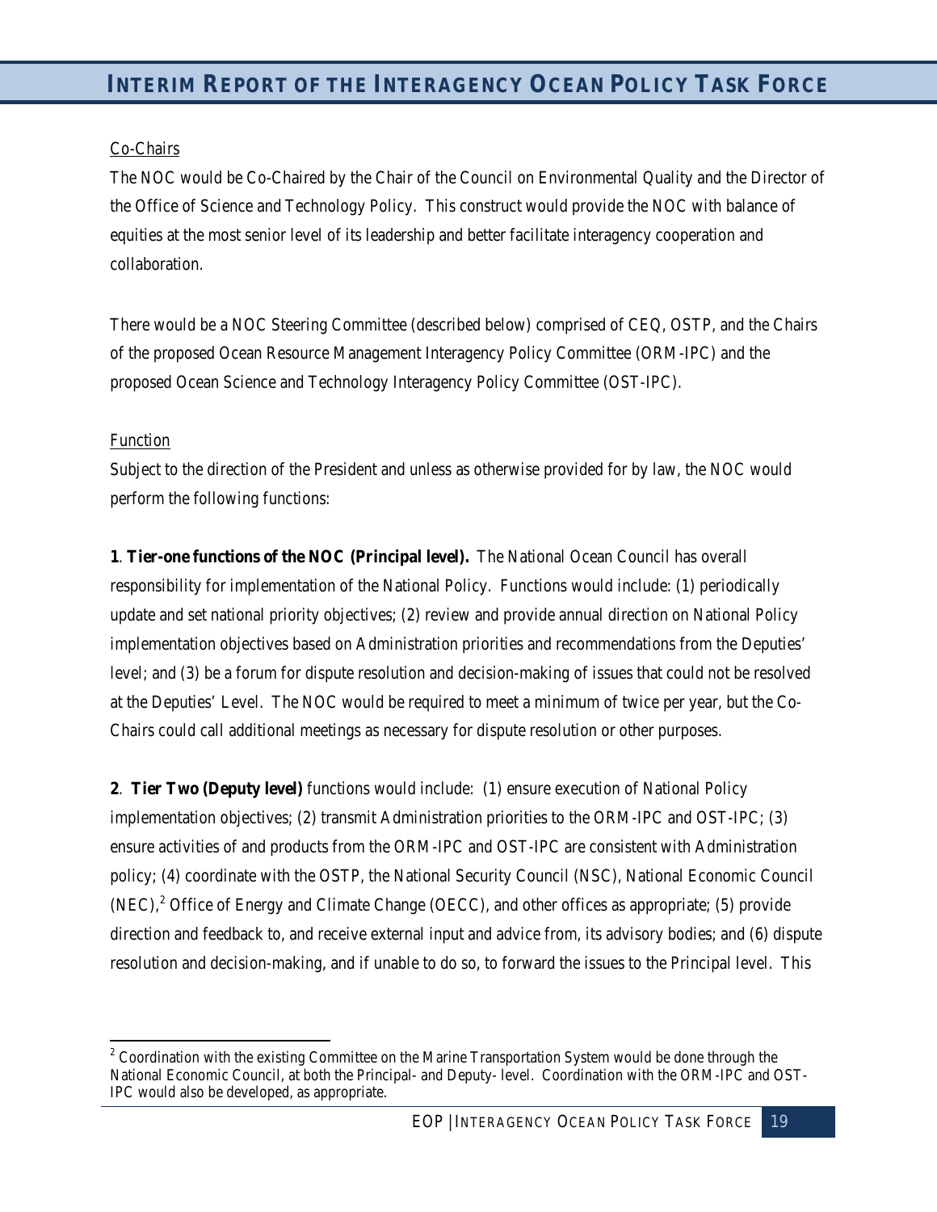Co-Chairs

The NOC would be Co-Chaired by the Chair of the Council on Environmental Quality and the Director of the Office of Science and Technology Policy. This construct would provide the NOC with balance of equities at the most senior level of its leadership and better facilitate interagency cooperation and collaboration.

There would be a NOC Steering Committee (described below) comprised of CEQ, OSTP, and the Chairs of the proposed Ocean Resource Management Interagency Policy Committee (ORM-IPC) and the proposed Ocean Science and Technology Interagency Policy Committee (OST-IPC).

Function

Subject to the direction of the President and unless as otherwise provided for by law, the NOC would perform the following functions:

**1**. **Tier-one functions of the NOC (Principal level).** The National Ocean Council has overall responsibility for implementation of the National Policy. Functions would include: (1) periodically update and set national priority objectives; (2) review and provide annual direction on National Policy implementation objectives based on Administration priorities and recommendations from the Deputies' level; and (3) be a forum for dispute resolution and decision-making of issues that could not be resolved at the Deputies' Level. The NOC would be required to meet a minimum of twice per year, but the Co-Chairs could call additional meetings as necessary for dispute resolution or other purposes.

**2**. **Tier Two (Deputy level)** functions would include: (1) ensure execution of National Policy implementation objectives; (2) transmit Administration priorities to the ORM-IPC and OST-IPC; (3) ensure activities of and products from the ORM-IPC and OST-IPC are consistent with Administration policy; (4) coordinate with the OSTP, the National Security Council (NSC), National Economic Council (NEC),[2] Office of Energy and Climate Change (OECC), and other offices as appropriate; (5) provide direction and feedback to, and receive external input and advice from, its advisory bodies; and (6) dispute resolution and decision-making, and if unable to do so, to forward the issues to the Principal level. This

---

[2] Coordination with the existing Committee on the Marine Transportation System would be done through the National Economic Council, at both the Principal- and Deputy- level. Coordination with the ORM-IPC and OST-IPC would also be developed, as appropriate.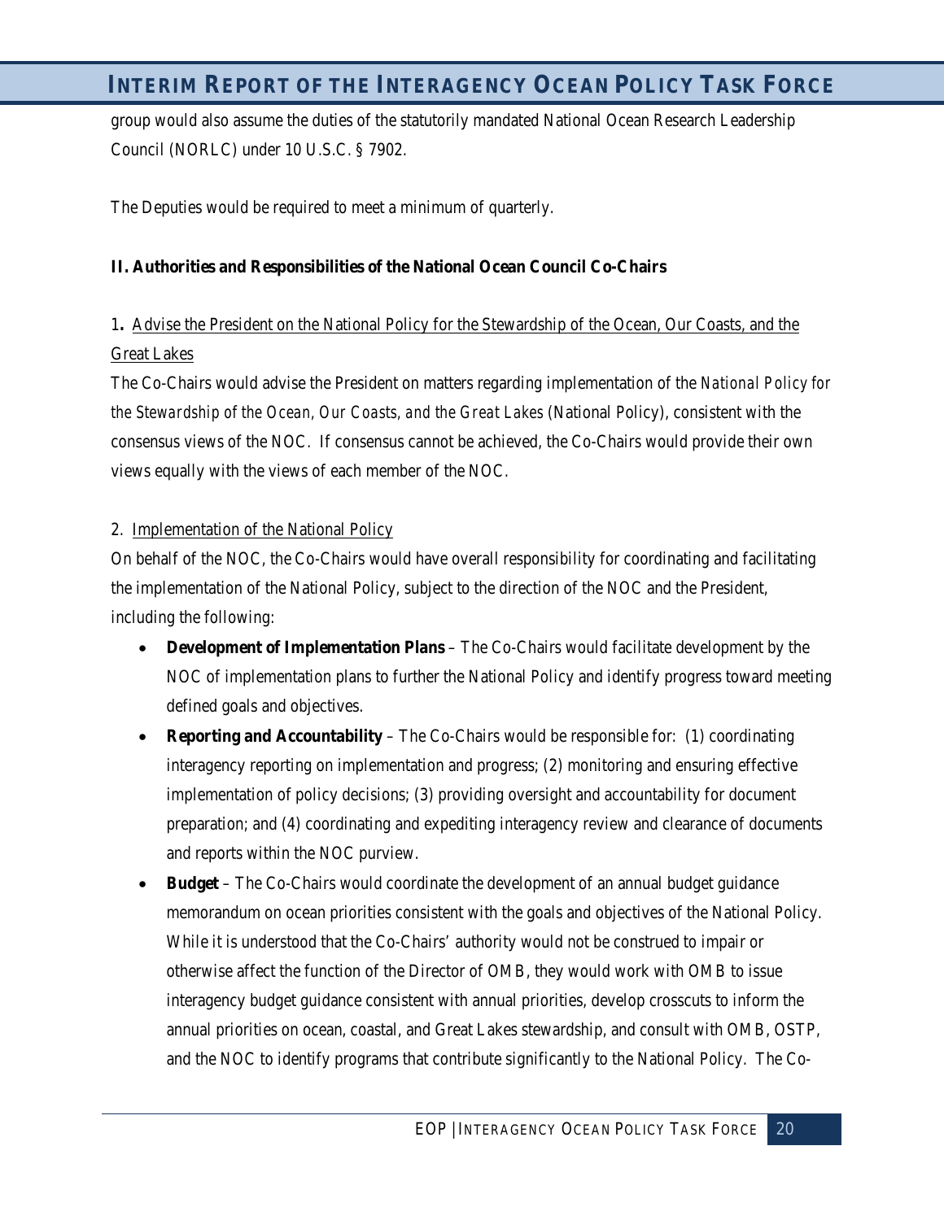group would also assume the duties of the statutorily mandated National Ocean Research Leadership Council (NORLC) under 10 U.S.C. § 7902.

The Deputies would be required to meet a minimum of quarterly.

**II. Authorities and Responsibilities of the National Ocean Council Co-Chairs**

1**.** Advise the President on the National Policy for the Stewardship of the Ocean, Our Coasts, and the Great Lakes

The Co-Chairs would advise the President on matters regarding implementation of the *National Policy for the Stewardship of the Ocean, Our Coasts, and the Great Lakes* (National Policy), consistent with the consensus views of the NOC. If consensus cannot be achieved, the Co-Chairs would provide their own views equally with the views of each member of the NOC.

2. Implementation of the National Policy

On behalf of the NOC, the Co-Chairs would have overall responsibility for coordinating and facilitating the implementation of the National Policy, subject to the direction of the NOC and the President, including the following:

- **Development of Implementation Plans** – The Co-Chairs would facilitate development by the NOC of implementation plans to further the National Policy and identify progress toward meeting defined goals and objectives.
- **Reporting and Accountability** – The Co-Chairs would be responsible for: (1) coordinating interagency reporting on implementation and progress; (2) monitoring and ensuring effective implementation of policy decisions; (3) providing oversight and accountability for document preparation; and (4) coordinating and expediting interagency review and clearance of documents and reports within the NOC purview.
- **Budget** – The Co-Chairs would coordinate the development of an annual budget guidance memorandum on ocean priorities consistent with the goals and objectives of the National Policy. While it is understood that the Co-Chairs' authority would not be construed to impair or otherwise affect the function of the Director of OMB, they would work with OMB to issue interagency budget guidance consistent with annual priorities, develop crosscuts to inform the annual priorities on ocean, coastal, and Great Lakes stewardship, and consult with OMB, OSTP, and the NOC to identify programs that contribute significantly to the National Policy. The Co-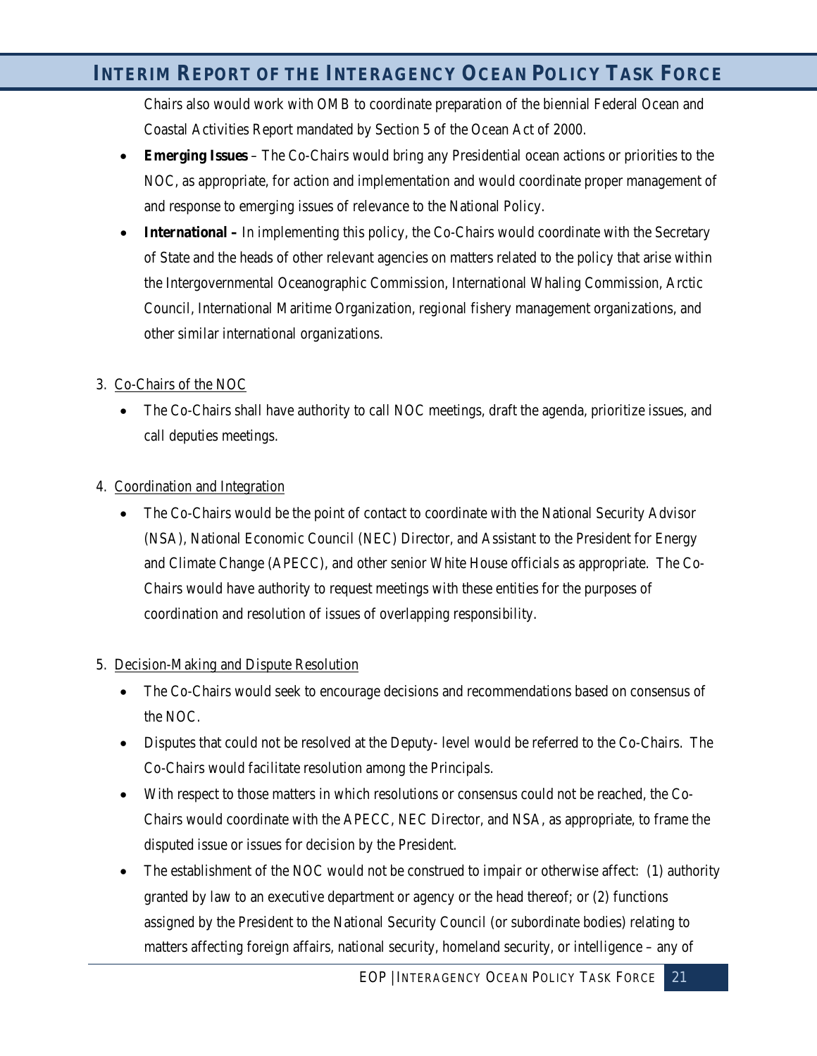Chairs also would work with OMB to coordinate preparation of the biennial Federal Ocean and Coastal Activities Report mandated by Section 5 of the Ocean Act of 2000.

- **Emerging Issues** – The Co-Chairs would bring any Presidential ocean actions or priorities to the NOC, as appropriate, for action and implementation and would coordinate proper management of and response to emerging issues of relevance to the National Policy.
- **International –** In implementing this policy, the Co-Chairs would coordinate with the Secretary of State and the heads of other relevant agencies on matters related to the policy that arise within the Intergovernmental Oceanographic Commission, International Whaling Commission, Arctic Council, International Maritime Organization, regional fishery management organizations, and other similar international organizations.

3. Co-Chairs of the NOC

   - The Co-Chairs shall have authority to call NOC meetings, draft the agenda, prioritize issues, and call deputies meetings.

4. Coordination and Integration

   - The Co-Chairs would be the point of contact to coordinate with the National Security Advisor (NSA), National Economic Council (NEC) Director, and Assistant to the President for Energy and Climate Change (APECC), and other senior White House officials as appropriate. The Co-Chairs would have authority to request meetings with these entities for the purposes of coordination and resolution of issues of overlapping responsibility.

5. Decision-Making and Dispute Resolution

   - The Co-Chairs would seek to encourage decisions and recommendations based on consensus of the NOC.
   - Disputes that could not be resolved at the Deputy- level would be referred to the Co-Chairs. The Co-Chairs would facilitate resolution among the Principals.
   - With respect to those matters in which resolutions or consensus could not be reached, the Co-Chairs would coordinate with the APECC, NEC Director, and NSA, as appropriate, to frame the disputed issue or issues for decision by the President.
   - The establishment of the NOC would not be construed to impair or otherwise affect: (1) authority granted by law to an executive department or agency or the head thereof; or (2) functions assigned by the President to the National Security Council (or subordinate bodies) relating to matters affecting foreign affairs, national security, homeland security, or intelligence – any of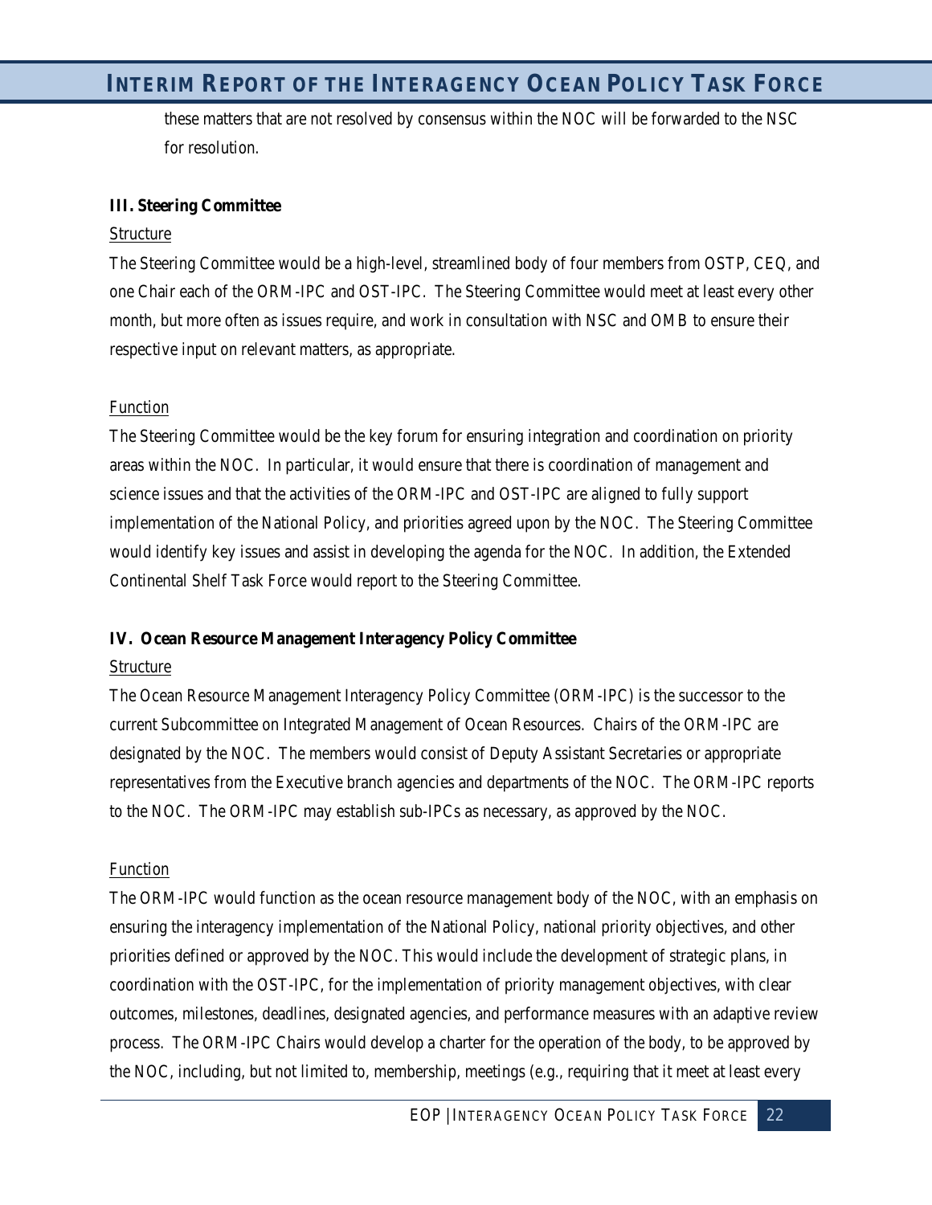these matters that are not resolved by consensus within the NOC will be forwarded to the NSC for resolution.

**III. Steering Committee**

Structure

The Steering Committee would be a high-level, streamlined body of four members from OSTP, CEQ, and one Chair each of the ORM-IPC and OST-IPC. The Steering Committee would meet at least every other month, but more often as issues require, and work in consultation with NSC and OMB to ensure their respective input on relevant matters, as appropriate.

Function

The Steering Committee would be the key forum for ensuring integration and coordination on priority areas within the NOC. In particular, it would ensure that there is coordination of management and science issues and that the activities of the ORM-IPC and OST-IPC are aligned to fully support implementation of the National Policy, and priorities agreed upon by the NOC. The Steering Committee would identify key issues and assist in developing the agenda for the NOC. In addition, the Extended Continental Shelf Task Force would report to the Steering Committee.

**IV. Ocean Resource Management Interagency Policy Committee**

Structure

The Ocean Resource Management Interagency Policy Committee (ORM-IPC) is the successor to the current Subcommittee on Integrated Management of Ocean Resources. Chairs of the ORM-IPC are designated by the NOC. The members would consist of Deputy Assistant Secretaries or appropriate representatives from the Executive branch agencies and departments of the NOC. The ORM-IPC reports to the NOC. The ORM-IPC may establish sub-IPCs as necessary, as approved by the NOC.

Function

The ORM-IPC would function as the ocean resource management body of the NOC, with an emphasis on ensuring the interagency implementation of the National Policy, national priority objectives, and other priorities defined or approved by the NOC. This would include the development of strategic plans, in coordination with the OST-IPC, for the implementation of priority management objectives, with clear outcomes, milestones, deadlines, designated agencies, and performance measures with an adaptive review process. The ORM-IPC Chairs would develop a charter for the operation of the body, to be approved by the NOC, including, but not limited to, membership, meetings (e.g., requiring that it meet at least every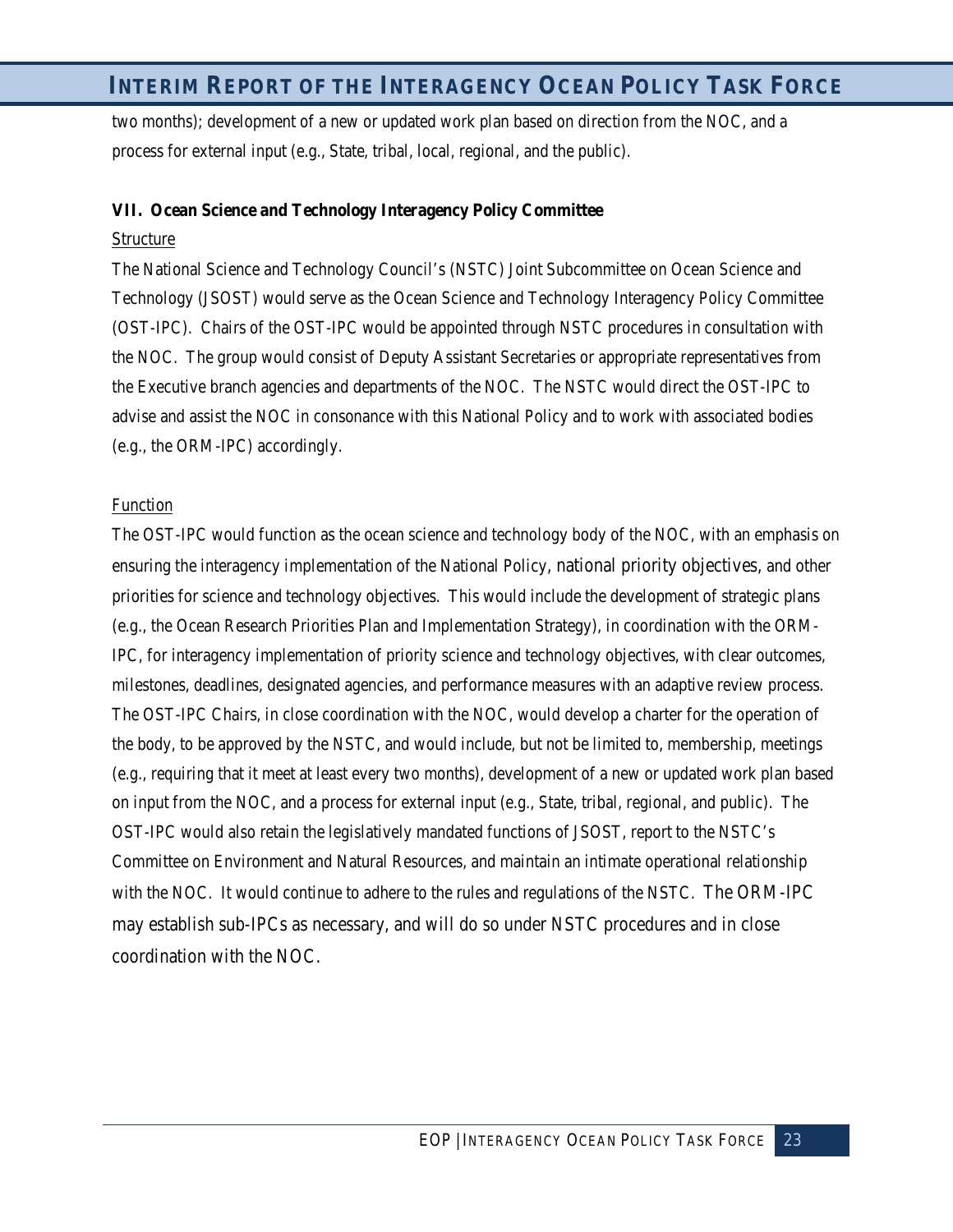two months); development of a new or updated work plan based on direction from the NOC, and a process for external input (e.g., State, tribal, local, regional, and the public).

**VII. Ocean Science and Technology Interagency Policy Committee**

Structure

The National Science and Technology Council's (NSTC) Joint Subcommittee on Ocean Science and Technology (JSOST) would serve as the Ocean Science and Technology Interagency Policy Committee (OST-IPC). Chairs of the OST-IPC would be appointed through NSTC procedures in consultation with the NOC. The group would consist of Deputy Assistant Secretaries or appropriate representatives from the Executive branch agencies and departments of the NOC. The NSTC would direct the OST-IPC to advise and assist the NOC in consonance with this National Policy and to work with associated bodies (e.g., the ORM-IPC) accordingly.

Function

The OST-IPC would function as the ocean science and technology body of the NOC, with an emphasis on ensuring the interagency implementation of the National Policy, national priority objectives, and other priorities for science and technology objectives. This would include the development of strategic plans (e.g., the Ocean Research Priorities Plan and Implementation Strategy), in coordination with the ORM-IPC, for interagency implementation of priority science and technology objectives, with clear outcomes, milestones, deadlines, designated agencies, and performance measures with an adaptive review process. The OST-IPC Chairs, in close coordination with the NOC, would develop a charter for the operation of the body, to be approved by the NSTC, and would include, but not be limited to, membership, meetings (e.g., requiring that it meet at least every two months), development of a new or updated work plan based on input from the NOC, and a process for external input (e.g., State, tribal, regional, and public). The OST-IPC would also retain the legislatively mandated functions of JSOST, report to the NSTC's Committee on Environment and Natural Resources, and maintain an intimate operational relationship with the NOC. It would continue to adhere to the rules and regulations of the NSTC. The ORM-IPC may establish sub-IPCs as necessary, and will do so under NSTC procedures and in close coordination with the NOC.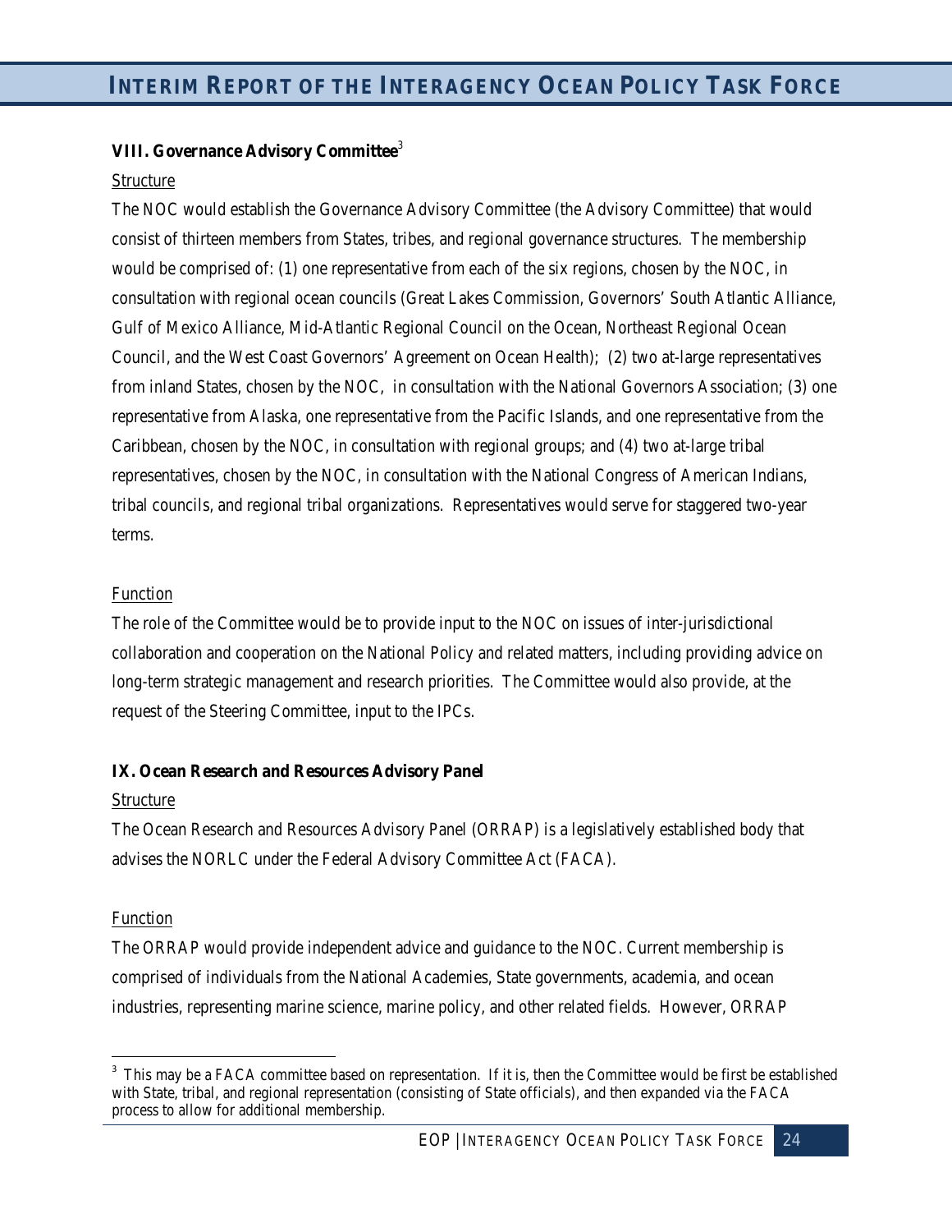### VIII. Governance Advisory Committee[3]

Structure

The NOC would establish the Governance Advisory Committee (the Advisory Committee) that would consist of thirteen members from States, tribes, and regional governance structures. The membership would be comprised of: (1) one representative from each of the six regions, chosen by the NOC, in consultation with regional ocean councils (Great Lakes Commission, Governors' South Atlantic Alliance, Gulf of Mexico Alliance, Mid-Atlantic Regional Council on the Ocean, Northeast Regional Ocean Council, and the West Coast Governors' Agreement on Ocean Health); (2) two at-large representatives from inland States, chosen by the NOC, in consultation with the National Governors Association; (3) one representative from Alaska, one representative from the Pacific Islands, and one representative from the Caribbean, chosen by the NOC, in consultation with regional groups; and (4) two at-large tribal representatives, chosen by the NOC, in consultation with the National Congress of American Indians, tribal councils, and regional tribal organizations. Representatives would serve for staggered two-year terms.

Function

The role of the Committee would be to provide input to the NOC on issues of inter-jurisdictional collaboration and cooperation on the National Policy and related matters, including providing advice on long-term strategic management and research priorities. The Committee would also provide, at the request of the Steering Committee, input to the IPCs.

### IX. Ocean Research and Resources Advisory Panel

Structure

The Ocean Research and Resources Advisory Panel (ORRAP) is a legislatively established body that advises the NORLC under the Federal Advisory Committee Act (FACA).

Function

The ORRAP would provide independent advice and guidance to the NOC. Current membership is comprised of individuals from the National Academies, State governments, academia, and ocean industries, representing marine science, marine policy, and other related fields. However, ORRAP

---

[3] This may be a FACA committee based on representation. If it is, then the Committee would be first be established with State, tribal, and regional representation (consisting of State officials), and then expanded via the FACA process to allow for additional membership.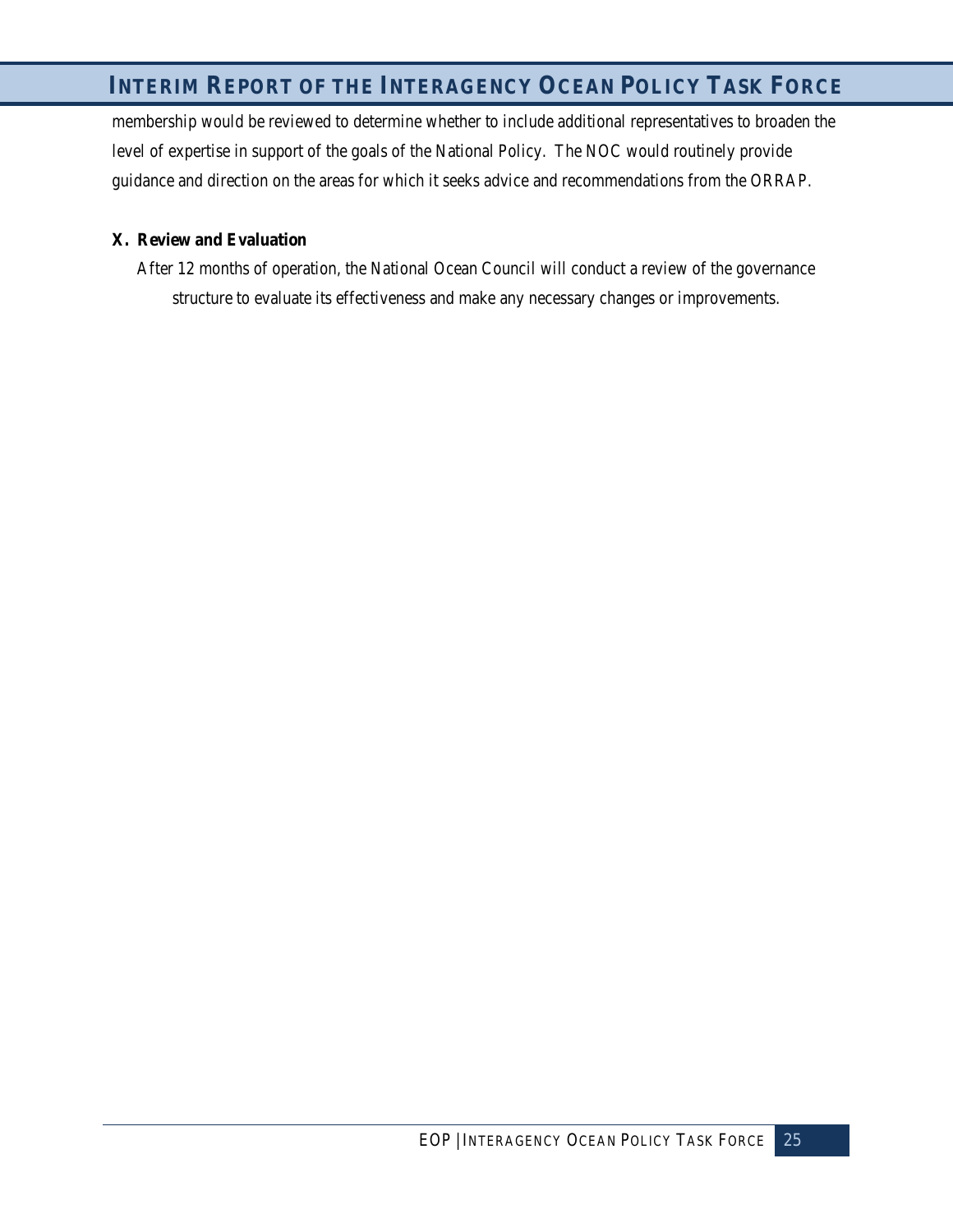membership would be reviewed to determine whether to include additional representatives to broaden the level of expertise in support of the goals of the National Policy. The NOC would routinely provide guidance and direction on the areas for which it seeks advice and recommendations from the ORRAP.

### X. Review and Evaluation

After 12 months of operation, the National Ocean Council will conduct a review of the governance structure to evaluate its effectiveness and make any necessary changes or improvements.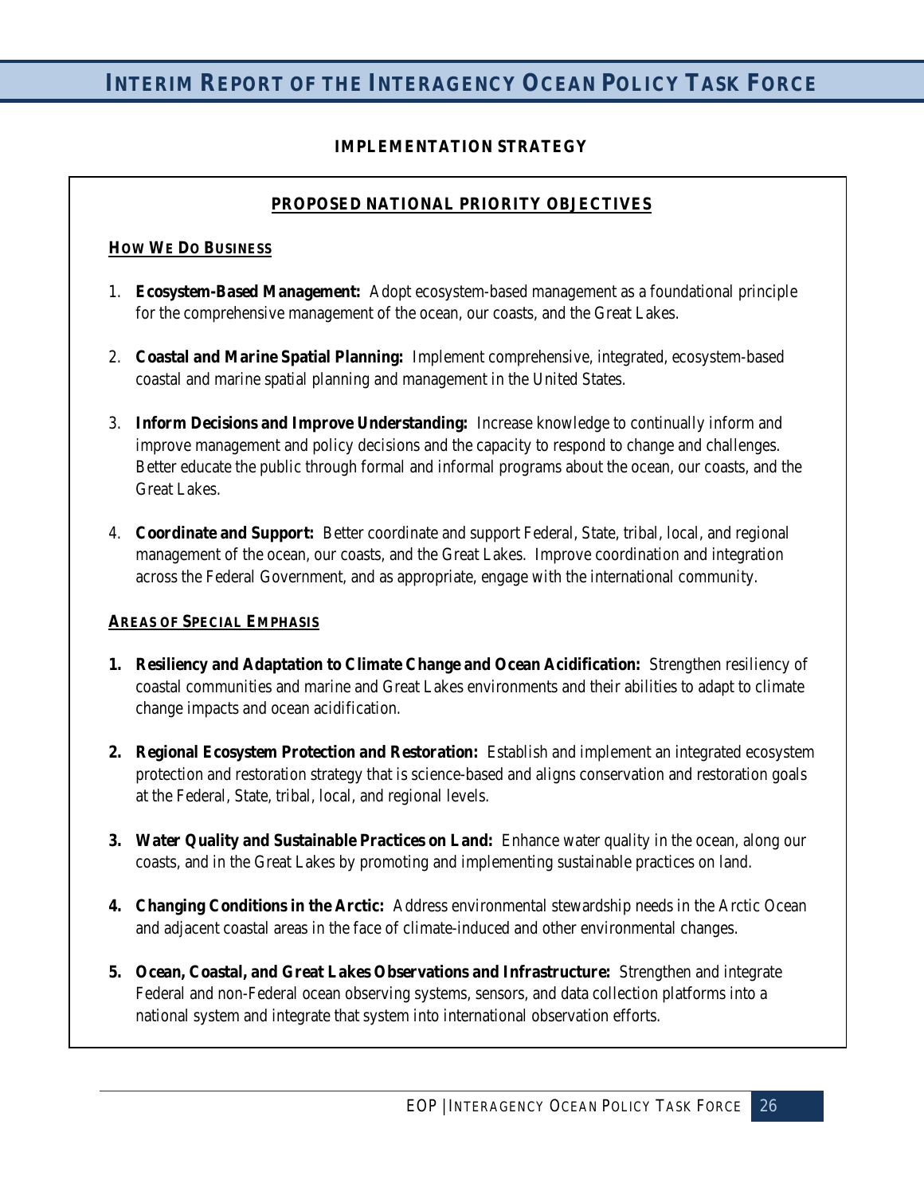## IMPLEMENTATION STRATEGY

### PROPOSED NATIONAL PRIORITY OBJECTIVES

#### HOW WE DO BUSINESS

1. **Ecosystem-Based Management:** Adopt ecosystem-based management as a foundational principle for the comprehensive management of the ocean, our coasts, and the Great Lakes.

2. **Coastal and Marine Spatial Planning:** Implement comprehensive, integrated, ecosystem-based coastal and marine spatial planning and management in the United States.

3. **Inform Decisions and Improve Understanding:** Increase knowledge to continually inform and improve management and policy decisions and the capacity to respond to change and challenges. Better educate the public through formal and informal programs about the ocean, our coasts, and the Great Lakes.

4. **Coordinate and Support:** Better coordinate and support Federal, State, tribal, local, and regional management of the ocean, our coasts, and the Great Lakes. Improve coordination and integration across the Federal Government, and as appropriate, engage with the international community.

#### AREAS OF SPECIAL EMPHASIS

1. **Resiliency and Adaptation to Climate Change and Ocean Acidification:** Strengthen resiliency of coastal communities and marine and Great Lakes environments and their abilities to adapt to climate change impacts and ocean acidification.

2. **Regional Ecosystem Protection and Restoration:** Establish and implement an integrated ecosystem protection and restoration strategy that is science-based and aligns conservation and restoration goals at the Federal, State, tribal, local, and regional levels.

3. **Water Quality and Sustainable Practices on Land:** Enhance water quality in the ocean, along our coasts, and in the Great Lakes by promoting and implementing sustainable practices on land.

4. **Changing Conditions in the Arctic:** Address environmental stewardship needs in the Arctic Ocean and adjacent coastal areas in the face of climate-induced and other environmental changes.

5. **Ocean, Coastal, and Great Lakes Observations and Infrastructure:** Strengthen and integrate Federal and non-Federal ocean observing systems, sensors, and data collection platforms into a national system and integrate that system into international observation efforts.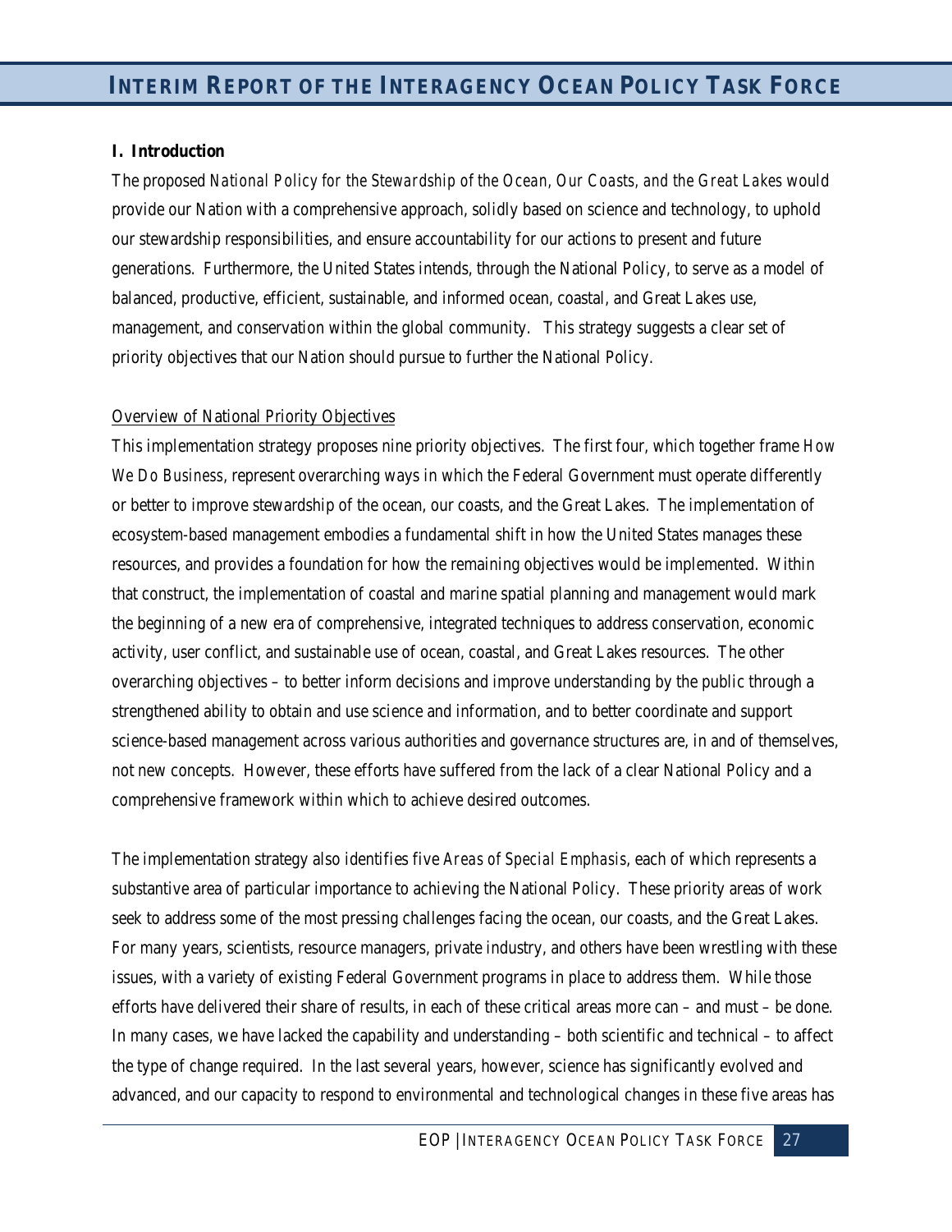## I. Introduction

The proposed *National Policy for the Stewardship of the Ocean, Our Coasts, and the Great Lakes* would provide our Nation with a comprehensive approach, solidly based on science and technology, to uphold our stewardship responsibilities, and ensure accountability for our actions to present and future generations. Furthermore, the United States intends, through the National Policy, to serve as a model of balanced, productive, efficient, sustainable, and informed ocean, coastal, and Great Lakes use, management, and conservation within the global community. This strategy suggests a clear set of priority objectives that our Nation should pursue to further the National Policy.

<u>Overview of National Priority Objectives</u>

This implementation strategy proposes nine priority objectives. The first four, which together frame *How We Do Business*, represent overarching ways in which the Federal Government must operate differently or better to improve stewardship of the ocean, our coasts, and the Great Lakes. The implementation of ecosystem-based management embodies a fundamental shift in how the United States manages these resources, and provides a foundation for how the remaining objectives would be implemented. Within that construct, the implementation of coastal and marine spatial planning and management would mark the beginning of a new era of comprehensive, integrated techniques to address conservation, economic activity, user conflict, and sustainable use of ocean, coastal, and Great Lakes resources. The other overarching objectives – to better inform decisions and improve understanding by the public through a strengthened ability to obtain and use science and information, and to better coordinate and support science-based management across various authorities and governance structures are, in and of themselves, not new concepts. However, these efforts have suffered from the lack of a clear National Policy and a comprehensive framework within which to achieve desired outcomes.

The implementation strategy also identifies five *Areas of Special Emphasis*, each of which represents a substantive area of particular importance to achieving the National Policy. These priority areas of work seek to address some of the most pressing challenges facing the ocean, our coasts, and the Great Lakes. For many years, scientists, resource managers, private industry, and others have been wrestling with these issues, with a variety of existing Federal Government programs in place to address them. While those efforts have delivered their share of results, in each of these critical areas more can – and must – be done. In many cases, we have lacked the capability and understanding – both scientific and technical – to affect the type of change required. In the last several years, however, science has significantly evolved and advanced, and our capacity to respond to environmental and technological changes in these five areas has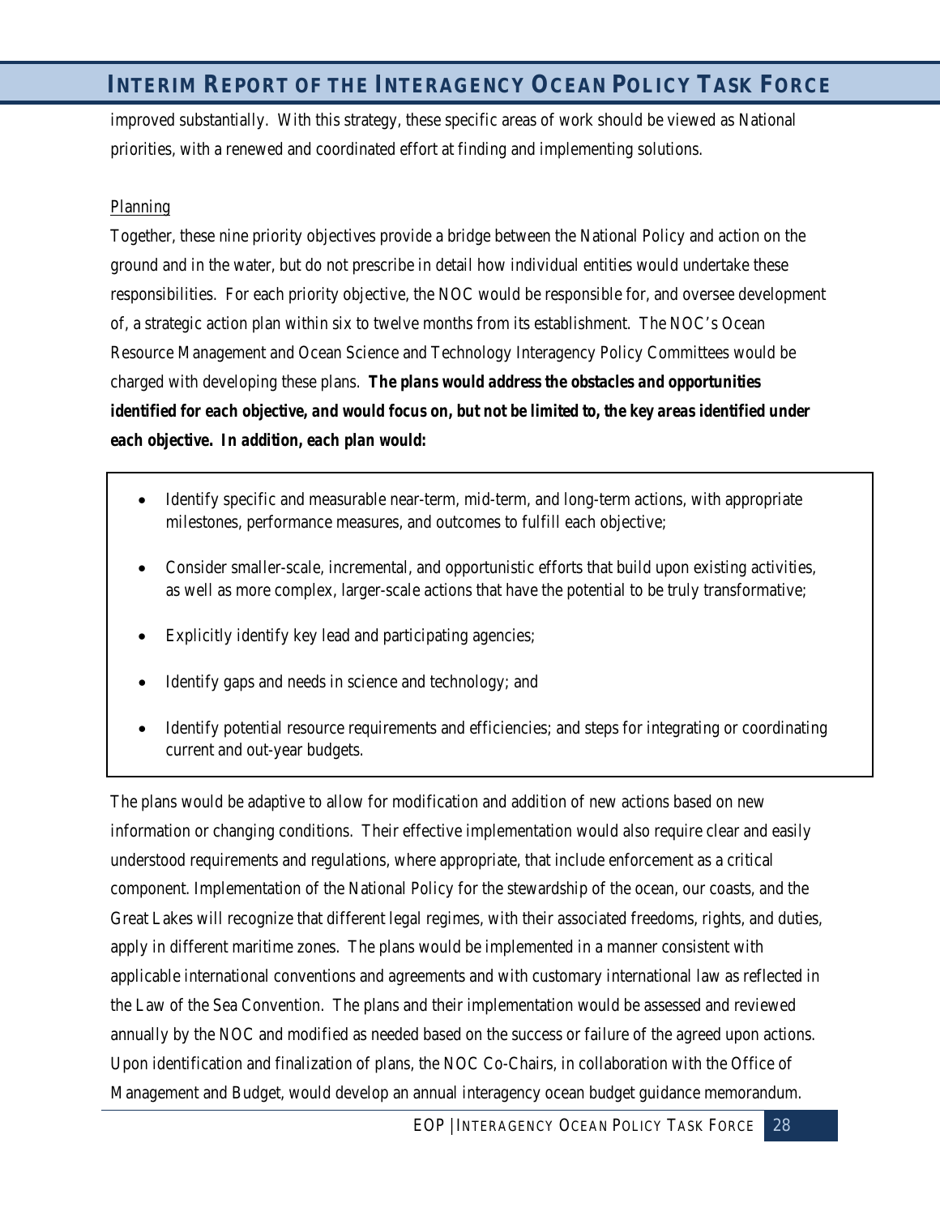improved substantially. With this strategy, these specific areas of work should be viewed as National priorities, with a renewed and coordinated effort at finding and implementing solutions.

Planning

Together, these nine priority objectives provide a bridge between the National Policy and action on the ground and in the water, but do not prescribe in detail how individual entities would undertake these responsibilities. For each priority objective, the NOC would be responsible for, and oversee development of, a strategic action plan within six to twelve months from its establishment. The NOC's Ocean Resource Management and Ocean Science and Technology Interagency Policy Committees would be charged with developing these plans. ***The plans would address the obstacles and opportunities identified for each objective, and would focus on, but not be limited to, the key areas identified under each objective. In addition, each plan would:***

- Identify specific and measurable near-term, mid-term, and long-term actions, with appropriate milestones, performance measures, and outcomes to fulfill each objective;
- Consider smaller-scale, incremental, and opportunistic efforts that build upon existing activities, as well as more complex, larger-scale actions that have the potential to be truly transformative;
- Explicitly identify key lead and participating agencies;
- Identify gaps and needs in science and technology; and
- Identify potential resource requirements and efficiencies; and steps for integrating or coordinating current and out-year budgets.

The plans would be adaptive to allow for modification and addition of new actions based on new information or changing conditions. Their effective implementation would also require clear and easily understood requirements and regulations, where appropriate, that include enforcement as a critical component. Implementation of the National Policy for the stewardship of the ocean, our coasts, and the Great Lakes will recognize that different legal regimes, with their associated freedoms, rights, and duties, apply in different maritime zones. The plans would be implemented in a manner consistent with applicable international conventions and agreements and with customary international law as reflected in the Law of the Sea Convention. The plans and their implementation would be assessed and reviewed annually by the NOC and modified as needed based on the success or failure of the agreed upon actions. Upon identification and finalization of plans, the NOC Co-Chairs, in collaboration with the Office of Management and Budget, would develop an annual interagency ocean budget guidance memorandum.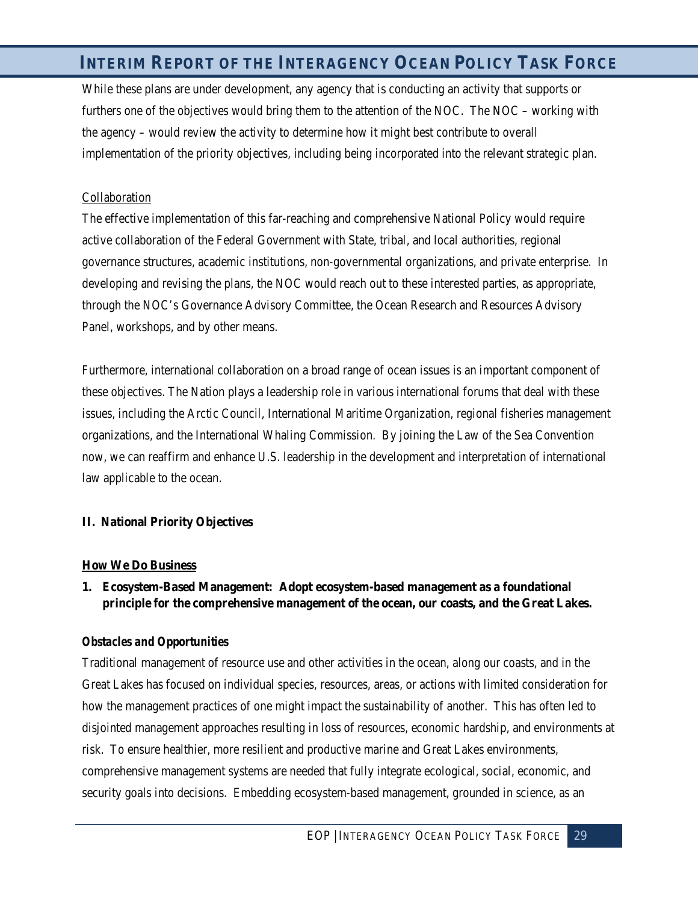While these plans are under development, any agency that is conducting an activity that supports or furthers one of the objectives would bring them to the attention of the NOC. The NOC – working with the agency – would review the activity to determine how it might best contribute to overall implementation of the priority objectives, including being incorporated into the relevant strategic plan.

Collaboration

The effective implementation of this far-reaching and comprehensive National Policy would require active collaboration of the Federal Government with State, tribal, and local authorities, regional governance structures, academic institutions, non-governmental organizations, and private enterprise. In developing and revising the plans, the NOC would reach out to these interested parties, as appropriate, through the NOC's Governance Advisory Committee, the Ocean Research and Resources Advisory Panel, workshops, and by other means.

Furthermore, international collaboration on a broad range of ocean issues is an important component of these objectives. The Nation plays a leadership role in various international forums that deal with these issues, including the Arctic Council, International Maritime Organization, regional fisheries management organizations, and the International Whaling Commission. By joining the Law of the Sea Convention now, we can reaffirm and enhance U.S. leadership in the development and interpretation of international law applicable to the ocean.

## II. National Priority Objectives

### How We Do Business

**1. Ecosystem-Based Management: Adopt ecosystem-based management as a foundational principle for the comprehensive management of the ocean, our coasts, and the Great Lakes.**

***Obstacles and Opportunities***

Traditional management of resource use and other activities in the ocean, along our coasts, and in the Great Lakes has focused on individual species, resources, areas, or actions with limited consideration for how the management practices of one might impact the sustainability of another. This has often led to disjointed management approaches resulting in loss of resources, economic hardship, and environments at risk. To ensure healthier, more resilient and productive marine and Great Lakes environments, comprehensive management systems are needed that fully integrate ecological, social, economic, and security goals into decisions. Embedding ecosystem-based management, grounded in science, as an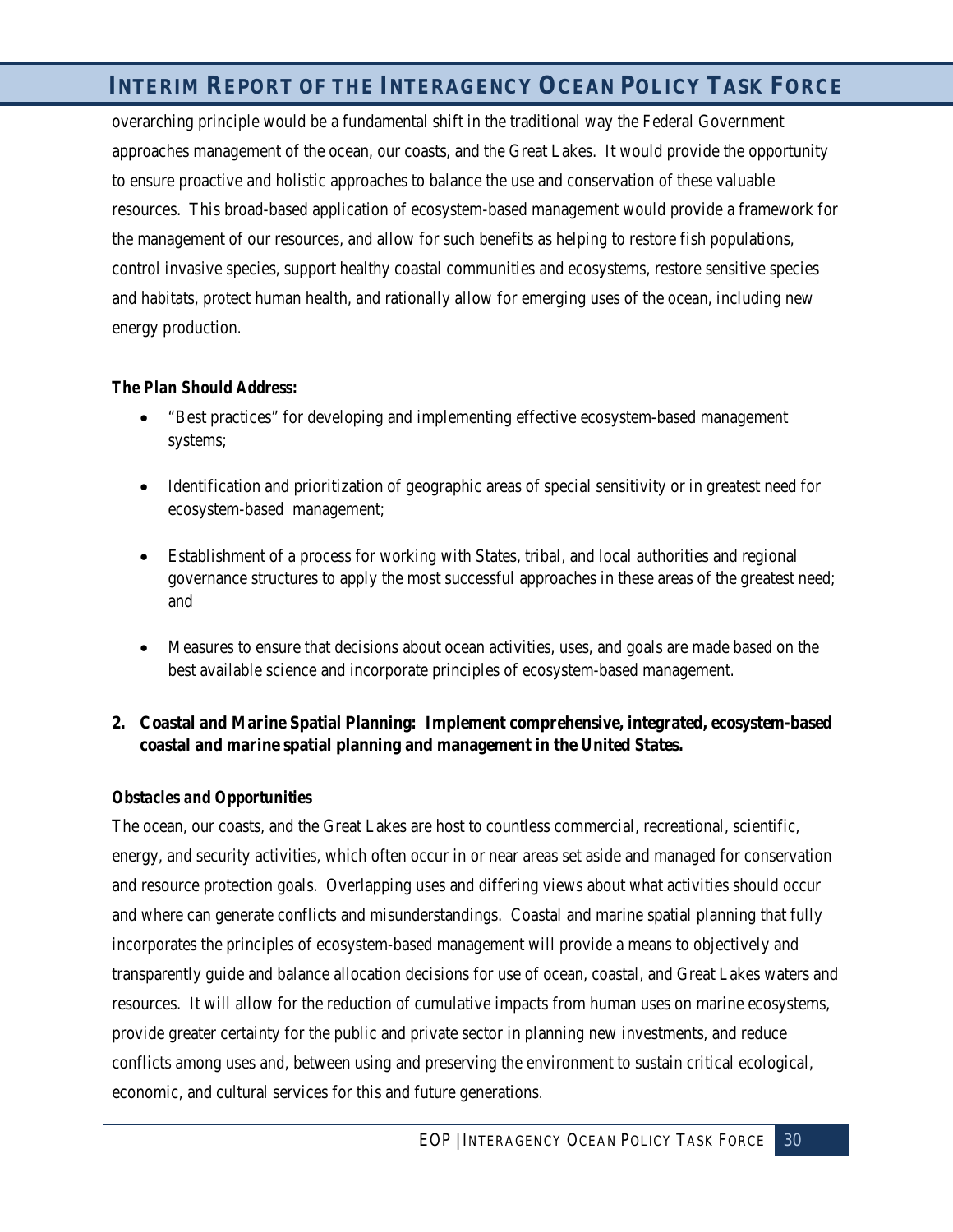overarching principle would be a fundamental shift in the traditional way the Federal Government approaches management of the ocean, our coasts, and the Great Lakes. It would provide the opportunity to ensure proactive and holistic approaches to balance the use and conservation of these valuable resources. This broad-based application of ecosystem-based management would provide a framework for the management of our resources, and allow for such benefits as helping to restore fish populations, control invasive species, support healthy coastal communities and ecosystems, restore sensitive species and habitats, protect human health, and rationally allow for emerging uses of the ocean, including new energy production.

***The Plan Should Address:***

- "Best practices" for developing and implementing effective ecosystem-based management systems;
- Identification and prioritization of geographic areas of special sensitivity or in greatest need for ecosystem-based management;
- Establishment of a process for working with States, tribal, and local authorities and regional governance structures to apply the most successful approaches in these areas of the greatest need; and
- Measures to ensure that decisions about ocean activities, uses, and goals are made based on the best available science and incorporate principles of ecosystem-based management.

**2. Coastal and Marine Spatial Planning: Implement comprehensive, integrated, ecosystem-based coastal and marine spatial planning and management in the United States.**

***Obstacles and Opportunities***

The ocean, our coasts, and the Great Lakes are host to countless commercial, recreational, scientific, energy, and security activities, which often occur in or near areas set aside and managed for conservation and resource protection goals. Overlapping uses and differing views about what activities should occur and where can generate conflicts and misunderstandings. Coastal and marine spatial planning that fully incorporates the principles of ecosystem-based management will provide a means to objectively and transparently guide and balance allocation decisions for use of ocean, coastal, and Great Lakes waters and resources. It will allow for the reduction of cumulative impacts from human uses on marine ecosystems, provide greater certainty for the public and private sector in planning new investments, and reduce conflicts among uses and, between using and preserving the environment to sustain critical ecological, economic, and cultural services for this and future generations.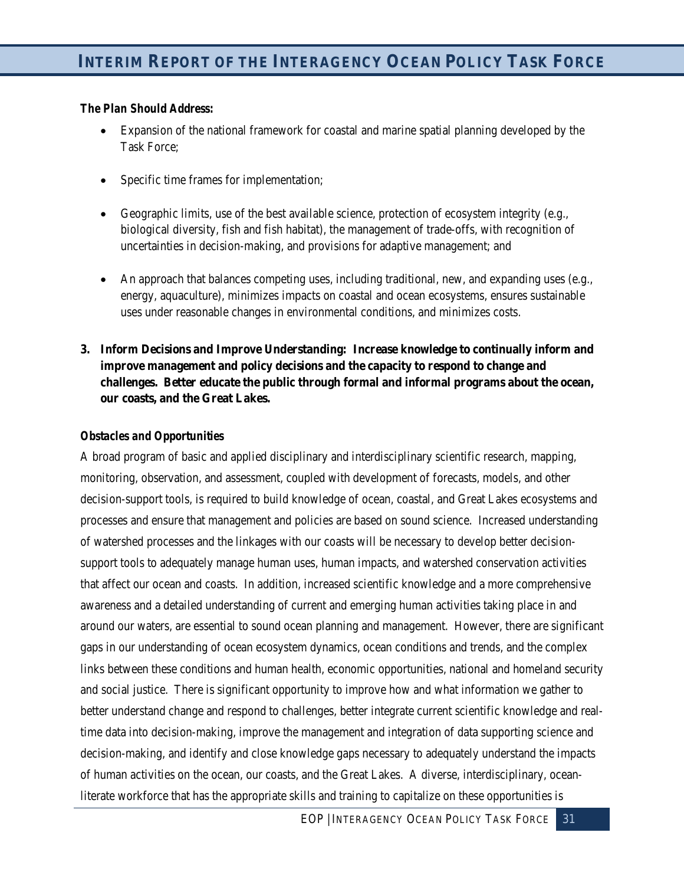***The Plan Should Address:***

- Expansion of the national framework for coastal and marine spatial planning developed by the Task Force;

- Specific time frames for implementation;

- Geographic limits, use of the best available science, protection of ecosystem integrity (e.g., biological diversity, fish and fish habitat), the management of trade-offs, with recognition of uncertainties in decision-making, and provisions for adaptive management; and

- An approach that balances competing uses, including traditional, new, and expanding uses (e.g., energy, aquaculture), minimizes impacts on coastal and ocean ecosystems, ensures sustainable uses under reasonable changes in environmental conditions, and minimizes costs.

3. **Inform Decisions and Improve Understanding: Increase knowledge to continually inform and improve management and policy decisions and the capacity to respond to change and challenges. Better educate the public through formal and informal programs about the ocean, our coasts, and the Great Lakes.**

***Obstacles and Opportunities***

A broad program of basic and applied disciplinary and interdisciplinary scientific research, mapping, monitoring, observation, and assessment, coupled with development of forecasts, models, and other decision-support tools, is required to build knowledge of ocean, coastal, and Great Lakes ecosystems and processes and ensure that management and policies are based on sound science. Increased understanding of watershed processes and the linkages with our coasts will be necessary to develop better decision-support tools to adequately manage human uses, human impacts, and watershed conservation activities that affect our ocean and coasts. In addition, increased scientific knowledge and a more comprehensive awareness and a detailed understanding of current and emerging human activities taking place in and around our waters, are essential to sound ocean planning and management. However, there are significant gaps in our understanding of ocean ecosystem dynamics, ocean conditions and trends, and the complex links between these conditions and human health, economic opportunities, national and homeland security and social justice. There is significant opportunity to improve how and what information we gather to better understand change and respond to challenges, better integrate current scientific knowledge and real-time data into decision-making, improve the management and integration of data supporting science and decision-making, and identify and close knowledge gaps necessary to adequately understand the impacts of human activities on the ocean, our coasts, and the Great Lakes. A diverse, interdisciplinary, ocean-literate workforce that has the appropriate skills and training to capitalize on these opportunities is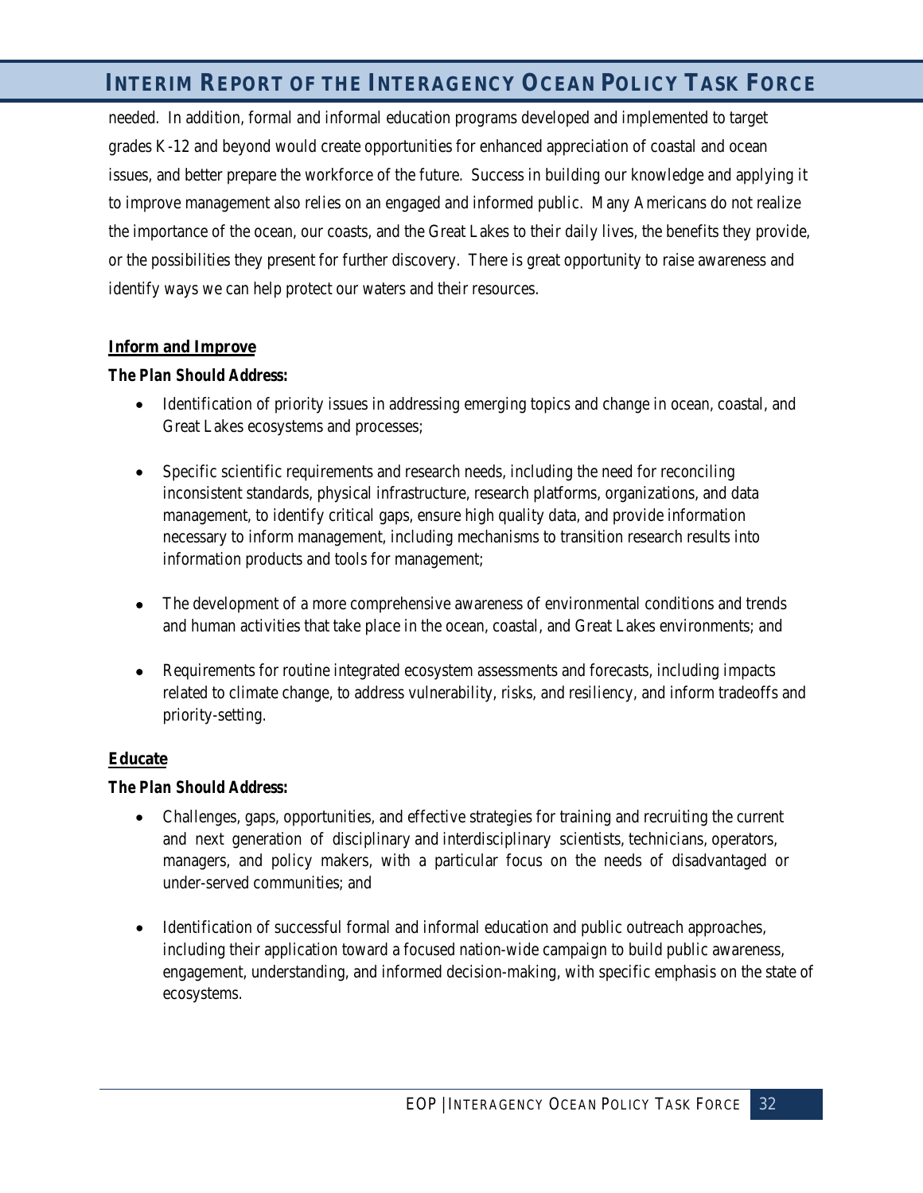needed. In addition, formal and informal education programs developed and implemented to target grades K-12 and beyond would create opportunities for enhanced appreciation of coastal and ocean issues, and better prepare the workforce of the future. Success in building our knowledge and applying it to improve management also relies on an engaged and informed public. Many Americans do not realize the importance of the ocean, our coasts, and the Great Lakes to their daily lives, the benefits they provide, or the possibilities they present for further discovery. There is great opportunity to raise awareness and identify ways we can help protect our waters and their resources.

**Inform and Improve**

***The Plan Should Address:***

- Identification of priority issues in addressing emerging topics and change in ocean, coastal, and Great Lakes ecosystems and processes;
- Specific scientific requirements and research needs, including the need for reconciling inconsistent standards, physical infrastructure, research platforms, organizations, and data management, to identify critical gaps, ensure high quality data, and provide information necessary to inform management, including mechanisms to transition research results into information products and tools for management;
- The development of a more comprehensive awareness of environmental conditions and trends and human activities that take place in the ocean, coastal, and Great Lakes environments; and
- Requirements for routine integrated ecosystem assessments and forecasts, including impacts related to climate change, to address vulnerability, risks, and resiliency, and inform tradeoffs and priority-setting.

**Educate**

***The Plan Should Address:***

- Challenges, gaps, opportunities, and effective strategies for training and recruiting the current and next generation of disciplinary and interdisciplinary scientists, technicians, operators, managers, and policy makers, with a particular focus on the needs of disadvantaged or under-served communities; and
- Identification of successful formal and informal education and public outreach approaches, including their application toward a focused nation-wide campaign to build public awareness, engagement, understanding, and informed decision-making, with specific emphasis on the state of ecosystems.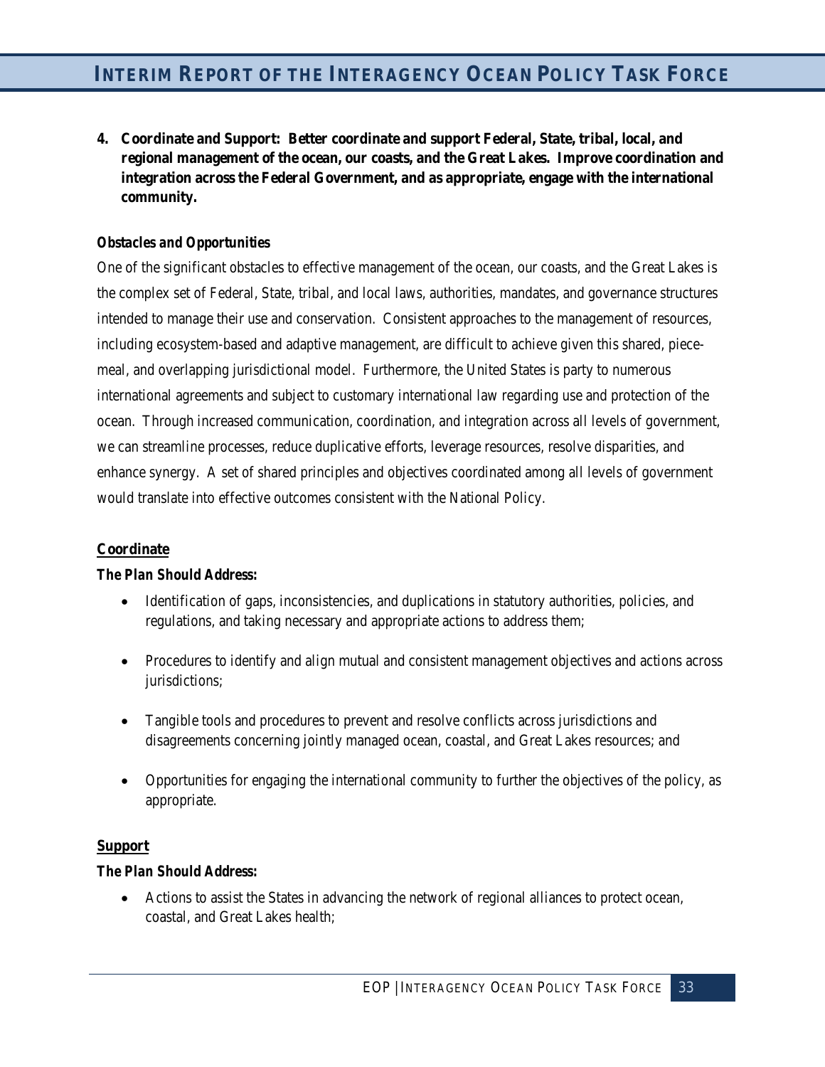**4. Coordinate and Support: Better coordinate and support Federal, State, tribal, local, and regional management of the ocean, our coasts, and the Great Lakes. Improve coordination and integration across the Federal Government, and as appropriate, engage with the international community.**

***Obstacles and Opportunities***

One of the significant obstacles to effective management of the ocean, our coasts, and the Great Lakes is the complex set of Federal, State, tribal, and local laws, authorities, mandates, and governance structures intended to manage their use and conservation. Consistent approaches to the management of resources, including ecosystem-based and adaptive management, are difficult to achieve given this shared, piece-meal, and overlapping jurisdictional model. Furthermore, the United States is party to numerous international agreements and subject to customary international law regarding use and protection of the ocean. Through increased communication, coordination, and integration across all levels of government, we can streamline processes, reduce duplicative efforts, leverage resources, resolve disparities, and enhance synergy. A set of shared principles and objectives coordinated among all levels of government would translate into effective outcomes consistent with the National Policy.

**Coordinate**

***The Plan Should Address:***

- Identification of gaps, inconsistencies, and duplications in statutory authorities, policies, and regulations, and taking necessary and appropriate actions to address them;
- Procedures to identify and align mutual and consistent management objectives and actions across jurisdictions;
- Tangible tools and procedures to prevent and resolve conflicts across jurisdictions and disagreements concerning jointly managed ocean, coastal, and Great Lakes resources; and
- Opportunities for engaging the international community to further the objectives of the policy, as appropriate.

**Support**

***The Plan Should Address:***

- Actions to assist the States in advancing the network of regional alliances to protect ocean, coastal, and Great Lakes health;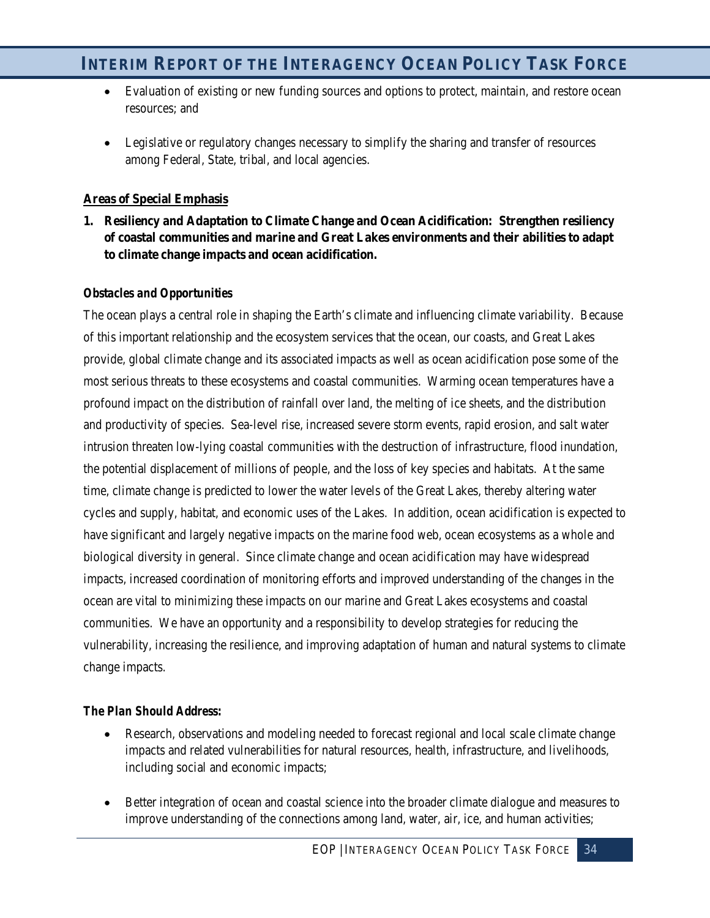- Evaluation of existing or new funding sources and options to protect, maintain, and restore ocean resources; and

- Legislative or regulatory changes necessary to simplify the sharing and transfer of resources among Federal, State, tribal, and local agencies.

**Areas of Special Emphasis**

**1. Resiliency and Adaptation to Climate Change and Ocean Acidification: Strengthen resiliency of coastal communities and marine and Great Lakes environments and their abilities to adapt to climate change impacts and ocean acidification.**

***Obstacles and Opportunities***

The ocean plays a central role in shaping the Earth's climate and influencing climate variability. Because of this important relationship and the ecosystem services that the ocean, our coasts, and Great Lakes provide, global climate change and its associated impacts as well as ocean acidification pose some of the most serious threats to these ecosystems and coastal communities. Warming ocean temperatures have a profound impact on the distribution of rainfall over land, the melting of ice sheets, and the distribution and productivity of species. Sea-level rise, increased severe storm events, rapid erosion, and salt water intrusion threaten low-lying coastal communities with the destruction of infrastructure, flood inundation, the potential displacement of millions of people, and the loss of key species and habitats. At the same time, climate change is predicted to lower the water levels of the Great Lakes, thereby altering water cycles and supply, habitat, and economic uses of the Lakes. In addition, ocean acidification is expected to have significant and largely negative impacts on the marine food web, ocean ecosystems as a whole and biological diversity in general. Since climate change and ocean acidification may have widespread impacts, increased coordination of monitoring efforts and improved understanding of the changes in the ocean are vital to minimizing these impacts on our marine and Great Lakes ecosystems and coastal communities. We have an opportunity and a responsibility to develop strategies for reducing the vulnerability, increasing the resilience, and improving adaptation of human and natural systems to climate change impacts.

***The Plan Should Address:***

- Research, observations and modeling needed to forecast regional and local scale climate change impacts and related vulnerabilities for natural resources, health, infrastructure, and livelihoods, including social and economic impacts;

- Better integration of ocean and coastal science into the broader climate dialogue and measures to improve understanding of the connections among land, water, air, ice, and human activities;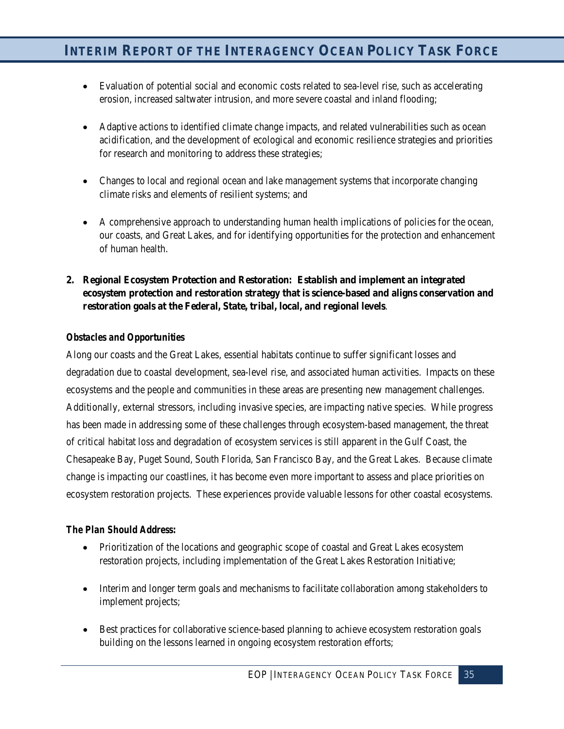- Evaluation of potential social and economic costs related to sea-level rise, such as accelerating erosion, increased saltwater intrusion, and more severe coastal and inland flooding;

- Adaptive actions to identified climate change impacts, and related vulnerabilities such as ocean acidification, and the development of ecological and economic resilience strategies and priorities for research and monitoring to address these strategies;

- Changes to local and regional ocean and lake management systems that incorporate changing climate risks and elements of resilient systems; and

- A comprehensive approach to understanding human health implications of policies for the ocean, our coasts, and Great Lakes, and for identifying opportunities for the protection and enhancement of human health.

**2. Regional Ecosystem Protection and Restoration: Establish and implement an integrated ecosystem protection and restoration strategy that is science-based and aligns conservation and restoration goals at the Federal, State, tribal, local, and regional levels**.

***Obstacles and Opportunities***

Along our coasts and the Great Lakes, essential habitats continue to suffer significant losses and degradation due to coastal development, sea-level rise, and associated human activities. Impacts on these ecosystems and the people and communities in these areas are presenting new management challenges. Additionally, external stressors, including invasive species, are impacting native species. While progress has been made in addressing some of these challenges through ecosystem-based management, the threat of critical habitat loss and degradation of ecosystem services is still apparent in the Gulf Coast, the Chesapeake Bay, Puget Sound, South Florida, San Francisco Bay, and the Great Lakes. Because climate change is impacting our coastlines, it has become even more important to assess and place priorities on ecosystem restoration projects. These experiences provide valuable lessons for other coastal ecosystems.

***The Plan Should Address:***

- Prioritization of the locations and geographic scope of coastal and Great Lakes ecosystem restoration projects, including implementation of the Great Lakes Restoration Initiative;

- Interim and longer term goals and mechanisms to facilitate collaboration among stakeholders to implement projects;

- Best practices for collaborative science-based planning to achieve ecosystem restoration goals building on the lessons learned in ongoing ecosystem restoration efforts;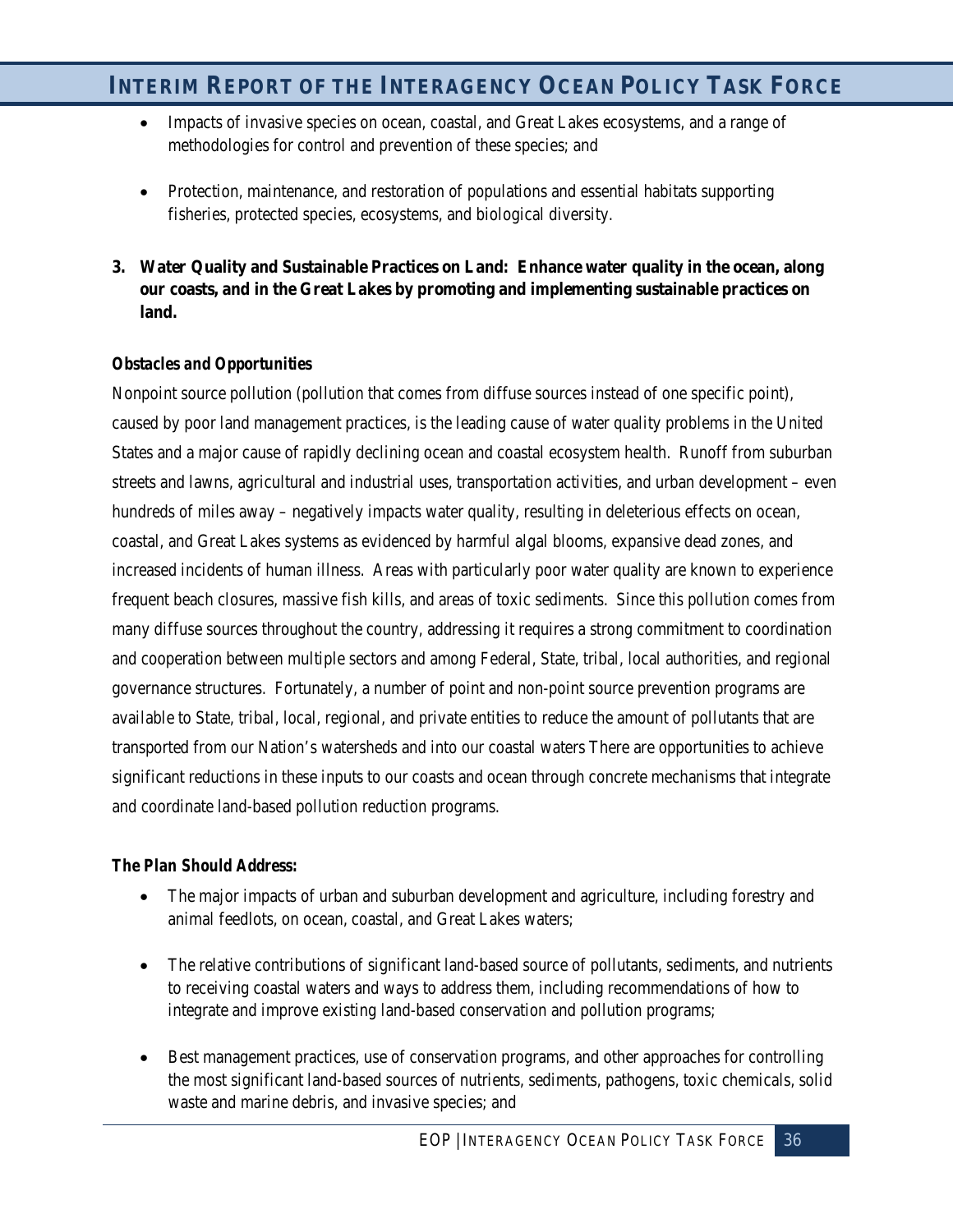- Impacts of invasive species on ocean, coastal, and Great Lakes ecosystems, and a range of methodologies for control and prevention of these species; and
- Protection, maintenance, and restoration of populations and essential habitats supporting fisheries, protected species, ecosystems, and biological diversity.

**3. Water Quality and Sustainable Practices on Land: Enhance water quality in the ocean, along our coasts, and in the Great Lakes by promoting and implementing sustainable practices on land.**

***Obstacles and Opportunities***

Nonpoint source pollution (pollution that comes from diffuse sources instead of one specific point), caused by poor land management practices, is the leading cause of water quality problems in the United States and a major cause of rapidly declining ocean and coastal ecosystem health. Runoff from suburban streets and lawns, agricultural and industrial uses, transportation activities, and urban development – even hundreds of miles away – negatively impacts water quality, resulting in deleterious effects on ocean, coastal, and Great Lakes systems as evidenced by harmful algal blooms, expansive dead zones, and increased incidents of human illness. Areas with particularly poor water quality are known to experience frequent beach closures, massive fish kills, and areas of toxic sediments. Since this pollution comes from many diffuse sources throughout the country, addressing it requires a strong commitment to coordination and cooperation between multiple sectors and among Federal, State, tribal, local authorities, and regional governance structures. Fortunately, a number of point and non-point source prevention programs are available to State, tribal, local, regional, and private entities to reduce the amount of pollutants that are transported from our Nation's watersheds and into our coastal waters There are opportunities to achieve significant reductions in these inputs to our coasts and ocean through concrete mechanisms that integrate and coordinate land-based pollution reduction programs.

***The Plan Should Address:***

- The major impacts of urban and suburban development and agriculture, including forestry and animal feedlots, on ocean, coastal, and Great Lakes waters;
- The relative contributions of significant land-based source of pollutants, sediments, and nutrients to receiving coastal waters and ways to address them, including recommendations of how to integrate and improve existing land-based conservation and pollution programs;
- Best management practices, use of conservation programs, and other approaches for controlling the most significant land-based sources of nutrients, sediments, pathogens, toxic chemicals, solid waste and marine debris, and invasive species; and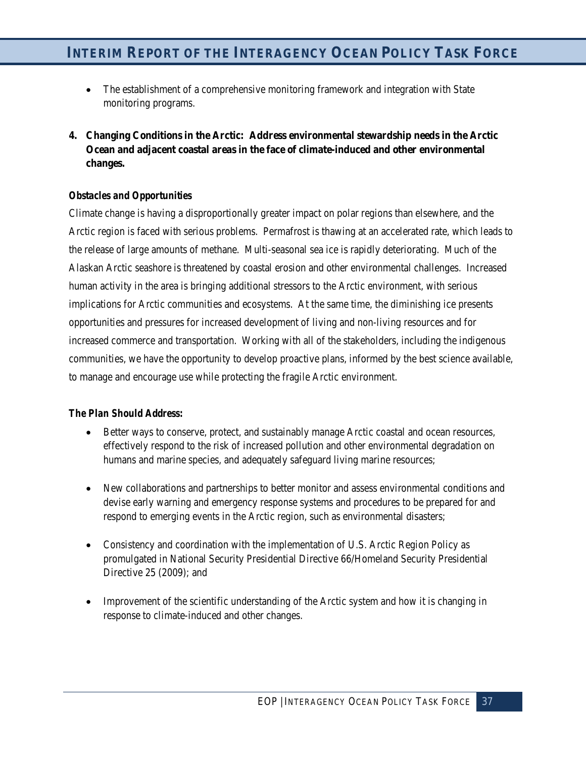- The establishment of a comprehensive monitoring framework and integration with State monitoring programs.

**4. Changing Conditions in the Arctic: Address environmental stewardship needs in the Arctic Ocean and adjacent coastal areas in the face of climate-induced and other environmental changes.**

***Obstacles and Opportunities***

Climate change is having a disproportionally greater impact on polar regions than elsewhere, and the Arctic region is faced with serious problems. Permafrost is thawing at an accelerated rate, which leads to the release of large amounts of methane. Multi-seasonal sea ice is rapidly deteriorating. Much of the Alaskan Arctic seashore is threatened by coastal erosion and other environmental challenges. Increased human activity in the area is bringing additional stressors to the Arctic environment, with serious implications for Arctic communities and ecosystems. At the same time, the diminishing ice presents opportunities and pressures for increased development of living and non-living resources and for increased commerce and transportation. Working with all of the stakeholders, including the indigenous communities, we have the opportunity to develop proactive plans, informed by the best science available, to manage and encourage use while protecting the fragile Arctic environment.

***The Plan Should Address:***

- Better ways to conserve, protect, and sustainably manage Arctic coastal and ocean resources, effectively respond to the risk of increased pollution and other environmental degradation on humans and marine species, and adequately safeguard living marine resources;

- New collaborations and partnerships to better monitor and assess environmental conditions and devise early warning and emergency response systems and procedures to be prepared for and respond to emerging events in the Arctic region, such as environmental disasters;

- Consistency and coordination with the implementation of U.S. Arctic Region Policy as promulgated in National Security Presidential Directive 66/Homeland Security Presidential Directive 25 (2009); and

- Improvement of the scientific understanding of the Arctic system and how it is changing in response to climate-induced and other changes.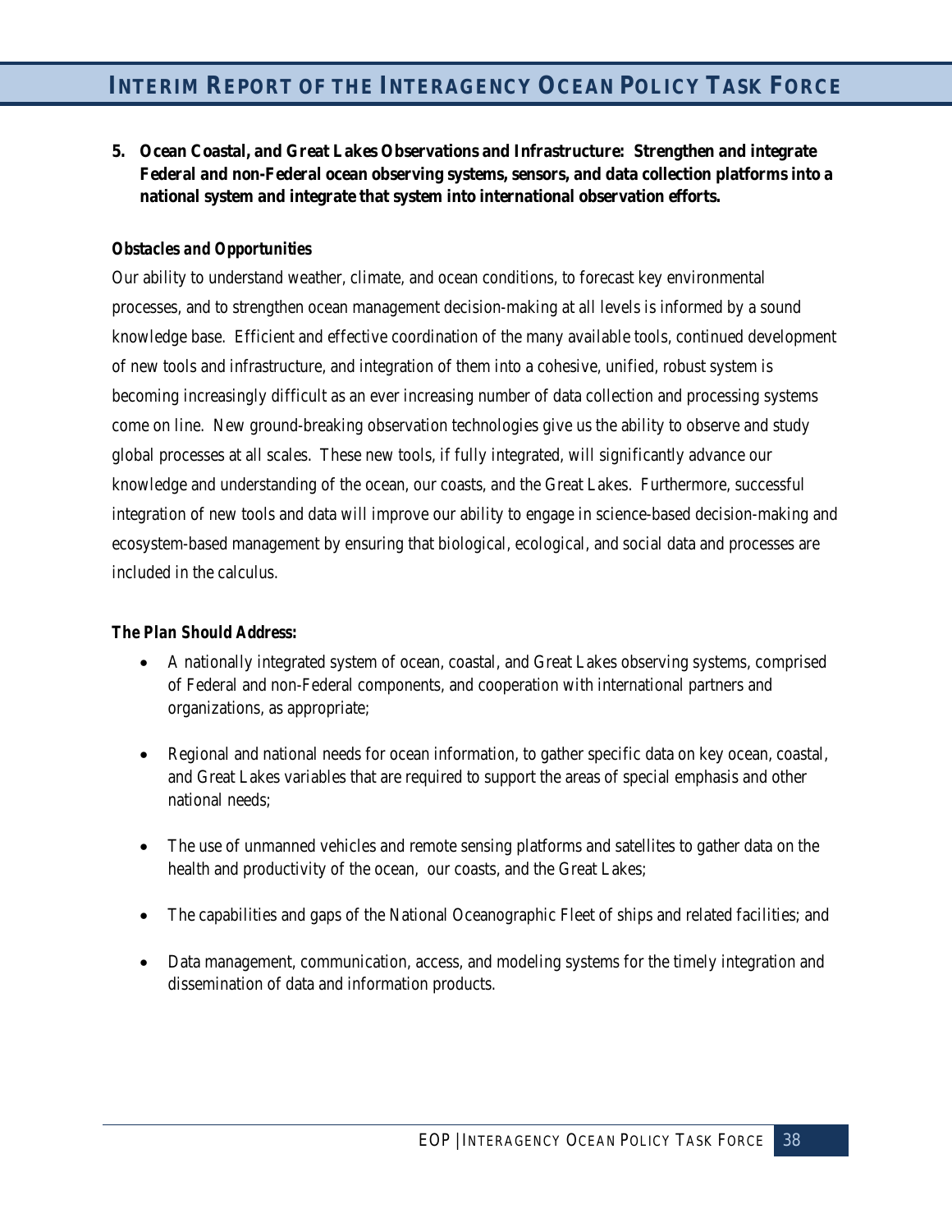**5. Ocean Coastal, and Great Lakes Observations and Infrastructure: Strengthen and integrate Federal and non-Federal ocean observing systems, sensors, and data collection platforms into a national system and integrate that system into international observation efforts.**

***Obstacles and Opportunities***

Our ability to understand weather, climate, and ocean conditions, to forecast key environmental processes, and to strengthen ocean management decision-making at all levels is informed by a sound knowledge base. Efficient and effective coordination of the many available tools, continued development of new tools and infrastructure, and integration of them into a cohesive, unified, robust system is becoming increasingly difficult as an ever increasing number of data collection and processing systems come on line. New ground-breaking observation technologies give us the ability to observe and study global processes at all scales. These new tools, if fully integrated, will significantly advance our knowledge and understanding of the ocean, our coasts, and the Great Lakes. Furthermore, successful integration of new tools and data will improve our ability to engage in science-based decision-making and ecosystem-based management by ensuring that biological, ecological, and social data and processes are included in the calculus.

***The Plan Should Address:***

- A nationally integrated system of ocean, coastal, and Great Lakes observing systems, comprised of Federal and non-Federal components, and cooperation with international partners and organizations, as appropriate;
- Regional and national needs for ocean information, to gather specific data on key ocean, coastal, and Great Lakes variables that are required to support the areas of special emphasis and other national needs;
- The use of unmanned vehicles and remote sensing platforms and satellites to gather data on the health and productivity of the ocean, our coasts, and the Great Lakes;
- The capabilities and gaps of the National Oceanographic Fleet of ships and related facilities; and
- Data management, communication, access, and modeling systems for the timely integration and dissemination of data and information products.